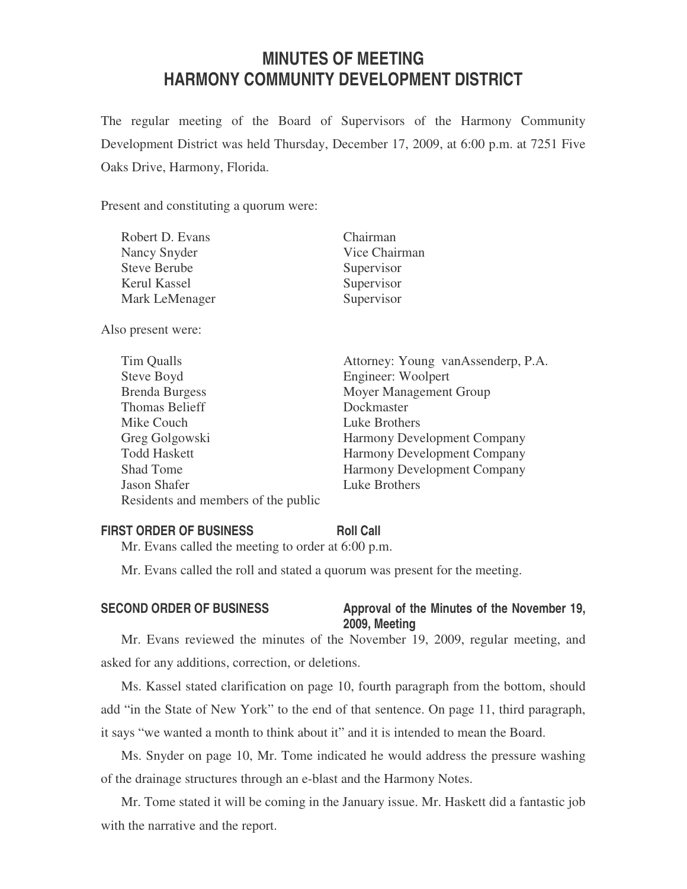# MINUTES OF MEETING
# HARMONY COMMUNITY DEVELOPMENT DISTRICT

The regular meeting of the Board of Supervisors of the Harmony Community Development District was held Thursday, December 17, 2009, at 6:00 p.m. at 7251 Five Oaks Drive, Harmony, Florida.

Present and constituting a quorum were:

| | |
|---|---|
| Robert D. Evans | Chairman |
| Nancy Snyder | Vice Chairman |
| Steve Berube | Supervisor |
| Kerul Kassel | Supervisor |
| Mark LeMenager | Supervisor |

Also present were:

| | |
|---|---|
| Tim Qualls | Attorney: Young vanAssenderp, P.A. |
| Steve Boyd | Engineer: Woolpert |
| Brenda Burgess | Moyer Management Group |
| Thomas Belieff | Dockmaster |
| Mike Couch | Luke Brothers |
| Greg Golgowski | Harmony Development Company |
| Todd Haskett | Harmony Development Company |
| Shad Tome | Harmony Development Company |
| Jason Shafer | Luke Brothers |
| Residents and members of the public | |

**FIRST ORDER OF BUSINESS** **Roll Call**

Mr. Evans called the meeting to order at 6:00 p.m.

Mr. Evans called the roll and stated a quorum was present for the meeting.

**SECOND ORDER OF BUSINESS** **Approval of the Minutes of the November 19, 2009, Meeting**

Mr. Evans reviewed the minutes of the November 19, 2009, regular meeting, and asked for any additions, correction, or deletions.

Ms. Kassel stated clarification on page 10, fourth paragraph from the bottom, should add "in the State of New York" to the end of that sentence. On page 11, third paragraph, it says "we wanted a month to think about it" and it is intended to mean the Board.

Ms. Snyder on page 10, Mr. Tome indicated he would address the pressure washing of the drainage structures through an e-blast and the Harmony Notes.

Mr. Tome stated it will be coming in the January issue. Mr. Haskett did a fantastic job with the narrative and the report.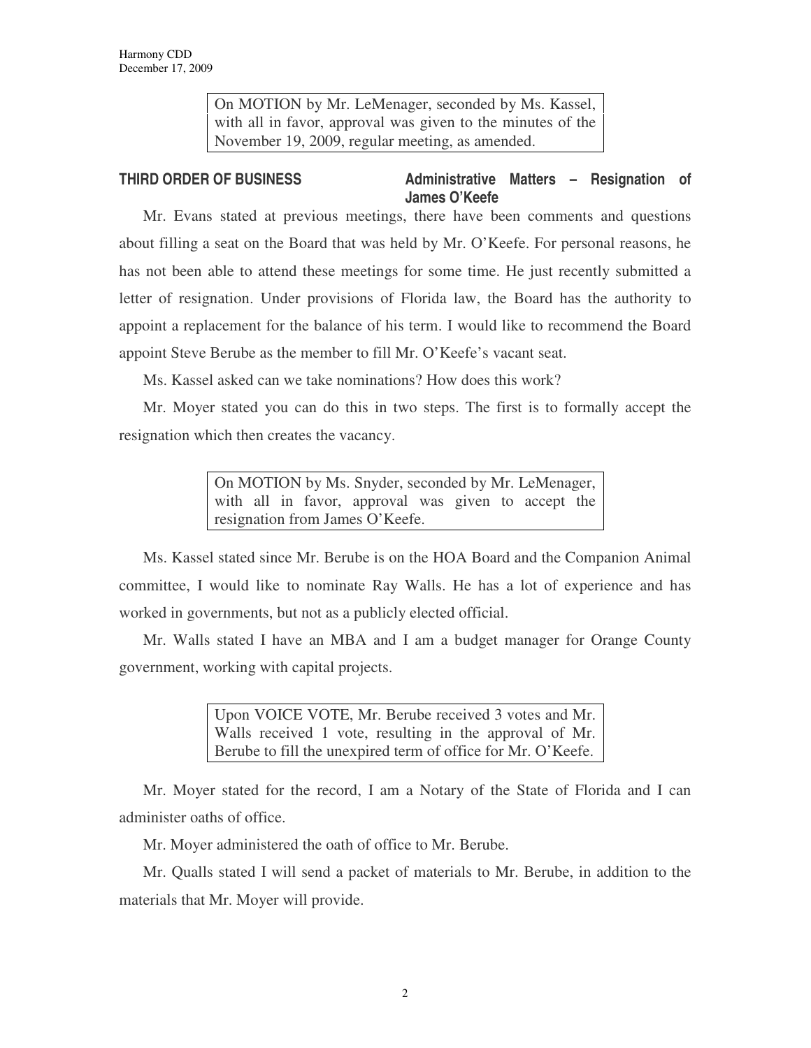On MOTION by Mr. LeMenager, seconded by Ms. Kassel, with all in favor, approval was given to the minutes of the November 19, 2009, regular meeting, as amended.

**THIRD ORDER OF BUSINESS** **Administrative Matters – Resignation of James O'Keefe**

Mr. Evans stated at previous meetings, there have been comments and questions about filling a seat on the Board that was held by Mr. O'Keefe. For personal reasons, he has not been able to attend these meetings for some time. He just recently submitted a letter of resignation. Under provisions of Florida law, the Board has the authority to appoint a replacement for the balance of his term. I would like to recommend the Board appoint Steve Berube as the member to fill Mr. O'Keefe's vacant seat.

Ms. Kassel asked can we take nominations? How does this work?

Mr. Moyer stated you can do this in two steps. The first is to formally accept the resignation which then creates the vacancy.

On MOTION by Ms. Snyder, seconded by Mr. LeMenager, with all in favor, approval was given to accept the resignation from James O'Keefe.

Ms. Kassel stated since Mr. Berube is on the HOA Board and the Companion Animal committee, I would like to nominate Ray Walls. He has a lot of experience and has worked in governments, but not as a publicly elected official.

Mr. Walls stated I have an MBA and I am a budget manager for Orange County government, working with capital projects.

Upon VOICE VOTE, Mr. Berube received 3 votes and Mr. Walls received 1 vote, resulting in the approval of Mr. Berube to fill the unexpired term of office for Mr. O'Keefe.

Mr. Moyer stated for the record, I am a Notary of the State of Florida and I can administer oaths of office.

Mr. Moyer administered the oath of office to Mr. Berube.

Mr. Qualls stated I will send a packet of materials to Mr. Berube, in addition to the materials that Mr. Moyer will provide.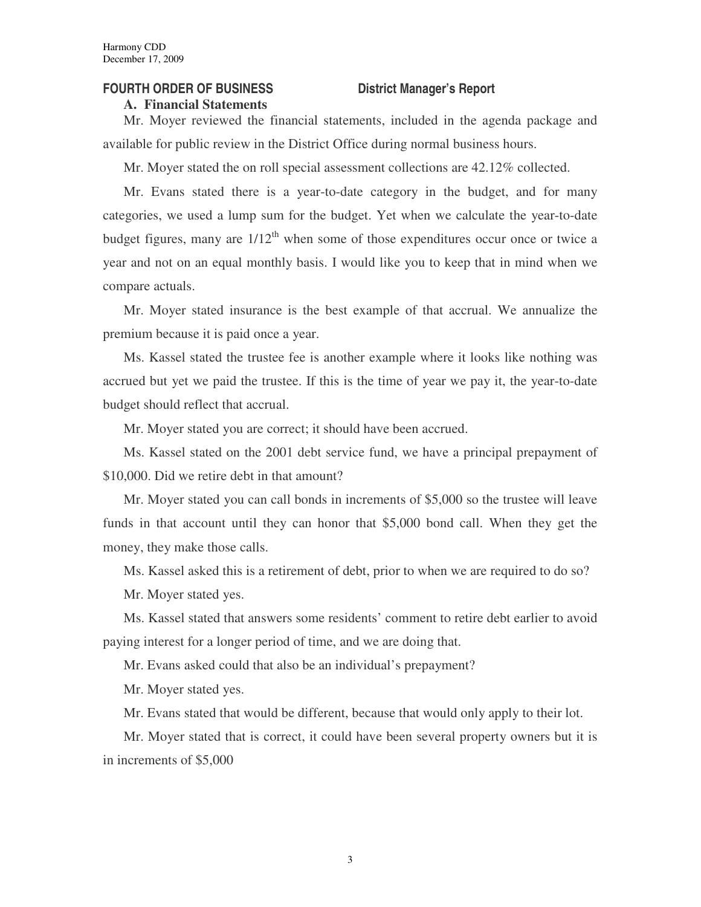## FOURTH ORDER OF BUSINESS District Manager's Report

### A. Financial Statements

Mr. Moyer reviewed the financial statements, included in the agenda package and available for public review in the District Office during normal business hours.

Mr. Moyer stated the on roll special assessment collections are 42.12% collected.

Mr. Evans stated there is a year-to-date category in the budget, and for many categories, we used a lump sum for the budget. Yet when we calculate the year-to-date budget figures, many are 1/12th when some of those expenditures occur once or twice a year and not on an equal monthly basis. I would like you to keep that in mind when we compare actuals.

Mr. Moyer stated insurance is the best example of that accrual. We annualize the premium because it is paid once a year.

Ms. Kassel stated the trustee fee is another example where it looks like nothing was accrued but yet we paid the trustee. If this is the time of year we pay it, the year-to-date budget should reflect that accrual.

Mr. Moyer stated you are correct; it should have been accrued.

Ms. Kassel stated on the 2001 debt service fund, we have a principal prepayment of $10,000. Did we retire debt in that amount?

Mr. Moyer stated you can call bonds in increments of $5,000 so the trustee will leave funds in that account until they can honor that $5,000 bond call. When they get the money, they make those calls.

Ms. Kassel asked this is a retirement of debt, prior to when we are required to do so?

Mr. Moyer stated yes.

Ms. Kassel stated that answers some residents' comment to retire debt earlier to avoid paying interest for a longer period of time, and we are doing that.

Mr. Evans asked could that also be an individual's prepayment?

Mr. Moyer stated yes.

Mr. Evans stated that would be different, because that would only apply to their lot.

Mr. Moyer stated that is correct, it could have been several property owners but it is in increments of $5,000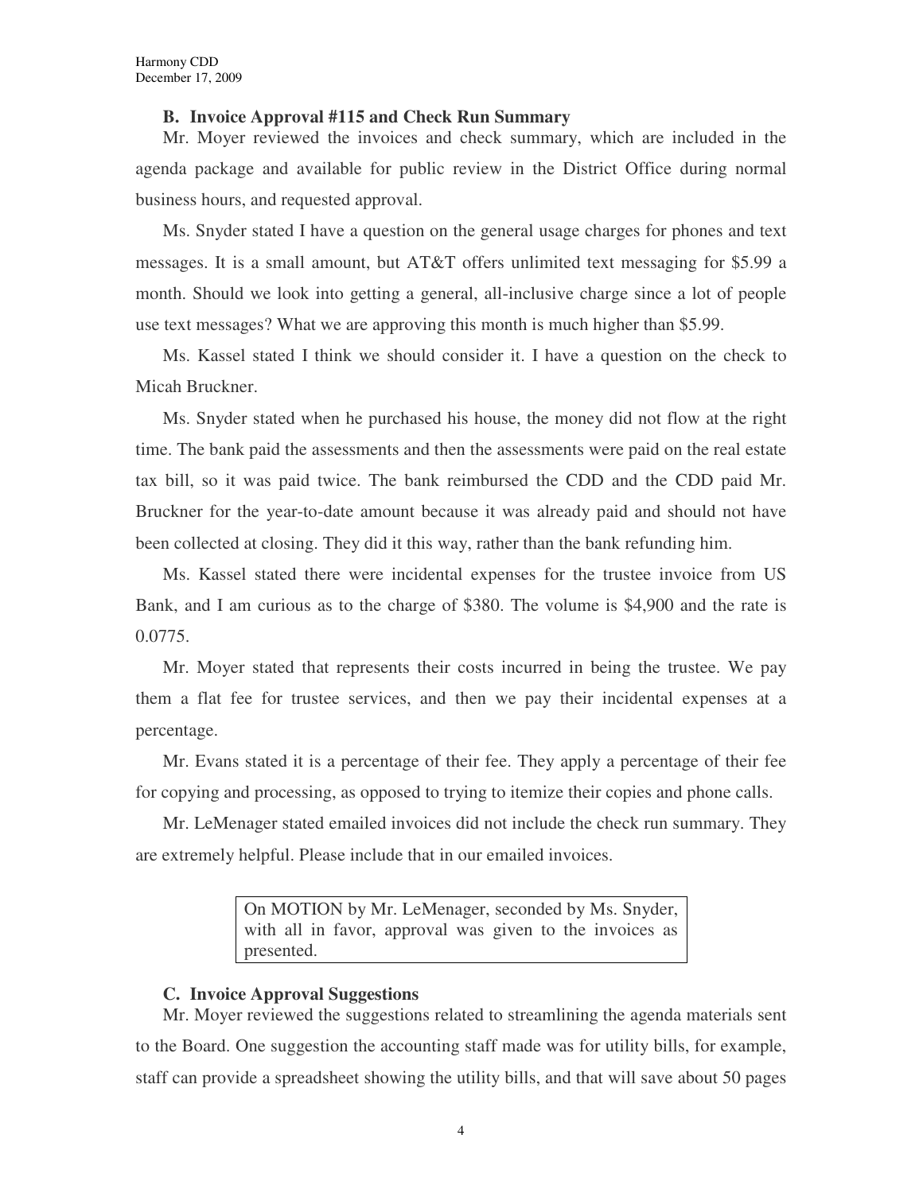### B. Invoice Approval #115 and Check Run Summary

Mr. Moyer reviewed the invoices and check summary, which are included in the agenda package and available for public review in the District Office during normal business hours, and requested approval.

Ms. Snyder stated I have a question on the general usage charges for phones and text messages. It is a small amount, but AT&T offers unlimited text messaging for $5.99 a month. Should we look into getting a general, all-inclusive charge since a lot of people use text messages? What we are approving this month is much higher than $5.99.

Ms. Kassel stated I think we should consider it. I have a question on the check to Micah Bruckner.

Ms. Snyder stated when he purchased his house, the money did not flow at the right time. The bank paid the assessments and then the assessments were paid on the real estate tax bill, so it was paid twice. The bank reimbursed the CDD and the CDD paid Mr. Bruckner for the year-to-date amount because it was already paid and should not have been collected at closing. They did it this way, rather than the bank refunding him.

Ms. Kassel stated there were incidental expenses for the trustee invoice from US Bank, and I am curious as to the charge of $380. The volume is $4,900 and the rate is 0.0775.

Mr. Moyer stated that represents their costs incurred in being the trustee. We pay them a flat fee for trustee services, and then we pay their incidental expenses at a percentage.

Mr. Evans stated it is a percentage of their fee. They apply a percentage of their fee for copying and processing, as opposed to trying to itemize their copies and phone calls.

Mr. LeMenager stated emailed invoices did not include the check run summary. They are extremely helpful. Please include that in our emailed invoices.

> On MOTION by Mr. LeMenager, seconded by Ms. Snyder, with all in favor, approval was given to the invoices as presented.

### C. Invoice Approval Suggestions

Mr. Moyer reviewed the suggestions related to streamlining the agenda materials sent to the Board. One suggestion the accounting staff made was for utility bills, for example, staff can provide a spreadsheet showing the utility bills, and that will save about 50 pages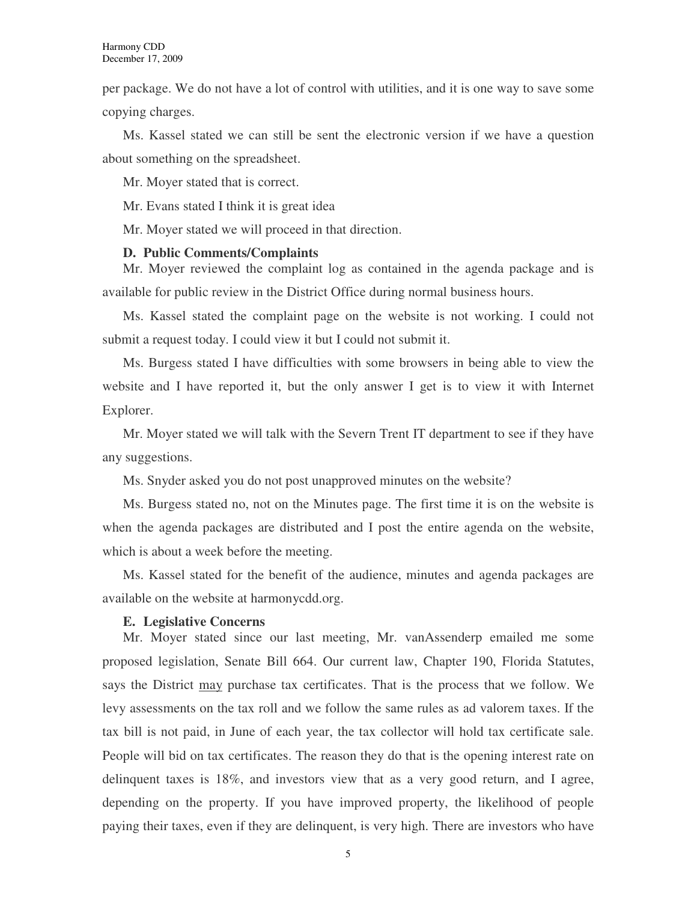per package. We do not have a lot of control with utilities, and it is one way to save some copying charges.

Ms. Kassel stated we can still be sent the electronic version if we have a question about something on the spreadsheet.

Mr. Moyer stated that is correct.

Mr. Evans stated I think it is great idea

Mr. Moyer stated we will proceed in that direction.

**D. Public Comments/Complaints**

Mr. Moyer reviewed the complaint log as contained in the agenda package and is available for public review in the District Office during normal business hours.

Ms. Kassel stated the complaint page on the website is not working. I could not submit a request today. I could view it but I could not submit it.

Ms. Burgess stated I have difficulties with some browsers in being able to view the website and I have reported it, but the only answer I get is to view it with Internet Explorer.

Mr. Moyer stated we will talk with the Severn Trent IT department to see if they have any suggestions.

Ms. Snyder asked you do not post unapproved minutes on the website?

Ms. Burgess stated no, not on the Minutes page. The first time it is on the website is when the agenda packages are distributed and I post the entire agenda on the website, which is about a week before the meeting.

Ms. Kassel stated for the benefit of the audience, minutes and agenda packages are available on the website at harmonycdd.org.

**E. Legislative Concerns**

Mr. Moyer stated since our last meeting, Mr. vanAssenderp emailed me some proposed legislation, Senate Bill 664. Our current law, Chapter 190, Florida Statutes, says the District <u>may</u> purchase tax certificates. That is the process that we follow. We levy assessments on the tax roll and we follow the same rules as ad valorem taxes. If the tax bill is not paid, in June of each year, the tax collector will hold tax certificate sale. People will bid on tax certificates. The reason they do that is the opening interest rate on delinquent taxes is 18%, and investors view that as a very good return, and I agree, depending on the property. If you have improved property, the likelihood of people paying their taxes, even if they are delinquent, is very high. There are investors who have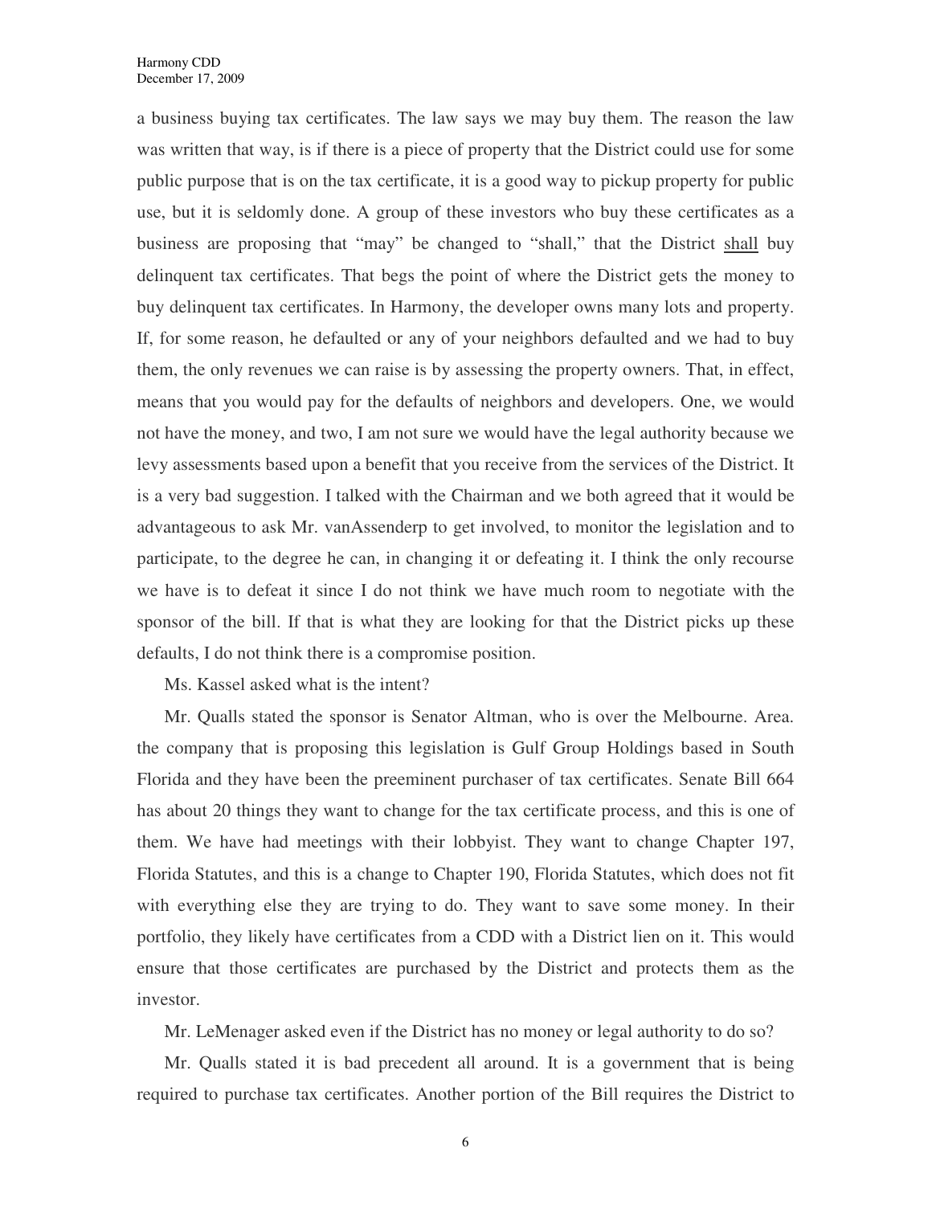a business buying tax certificates. The law says we may buy them. The reason the law was written that way, is if there is a piece of property that the District could use for some public purpose that is on the tax certificate, it is a good way to pickup property for public use, but it is seldomly done. A group of these investors who buy these certificates as a business are proposing that "may" be changed to "shall," that the District shall buy delinquent tax certificates. That begs the point of where the District gets the money to buy delinquent tax certificates. In Harmony, the developer owns many lots and property. If, for some reason, he defaulted or any of your neighbors defaulted and we had to buy them, the only revenues we can raise is by assessing the property owners. That, in effect, means that you would pay for the defaults of neighbors and developers. One, we would not have the money, and two, I am not sure we would have the legal authority because we levy assessments based upon a benefit that you receive from the services of the District. It is a very bad suggestion. I talked with the Chairman and we both agreed that it would be advantageous to ask Mr. vanAssenderp to get involved, to monitor the legislation and to participate, to the degree he can, in changing it or defeating it. I think the only recourse we have is to defeat it since I do not think we have much room to negotiate with the sponsor of the bill. If that is what they are looking for that the District picks up these defaults, I do not think there is a compromise position.

Ms. Kassel asked what is the intent?

Mr. Qualls stated the sponsor is Senator Altman, who is over the Melbourne. Area. the company that is proposing this legislation is Gulf Group Holdings based in South Florida and they have been the preeminent purchaser of tax certificates. Senate Bill 664 has about 20 things they want to change for the tax certificate process, and this is one of them. We have had meetings with their lobbyist. They want to change Chapter 197, Florida Statutes, and this is a change to Chapter 190, Florida Statutes, which does not fit with everything else they are trying to do. They want to save some money. In their portfolio, they likely have certificates from a CDD with a District lien on it. This would ensure that those certificates are purchased by the District and protects them as the investor.

Mr. LeMenager asked even if the District has no money or legal authority to do so?

Mr. Qualls stated it is bad precedent all around. It is a government that is being required to purchase tax certificates. Another portion of the Bill requires the District to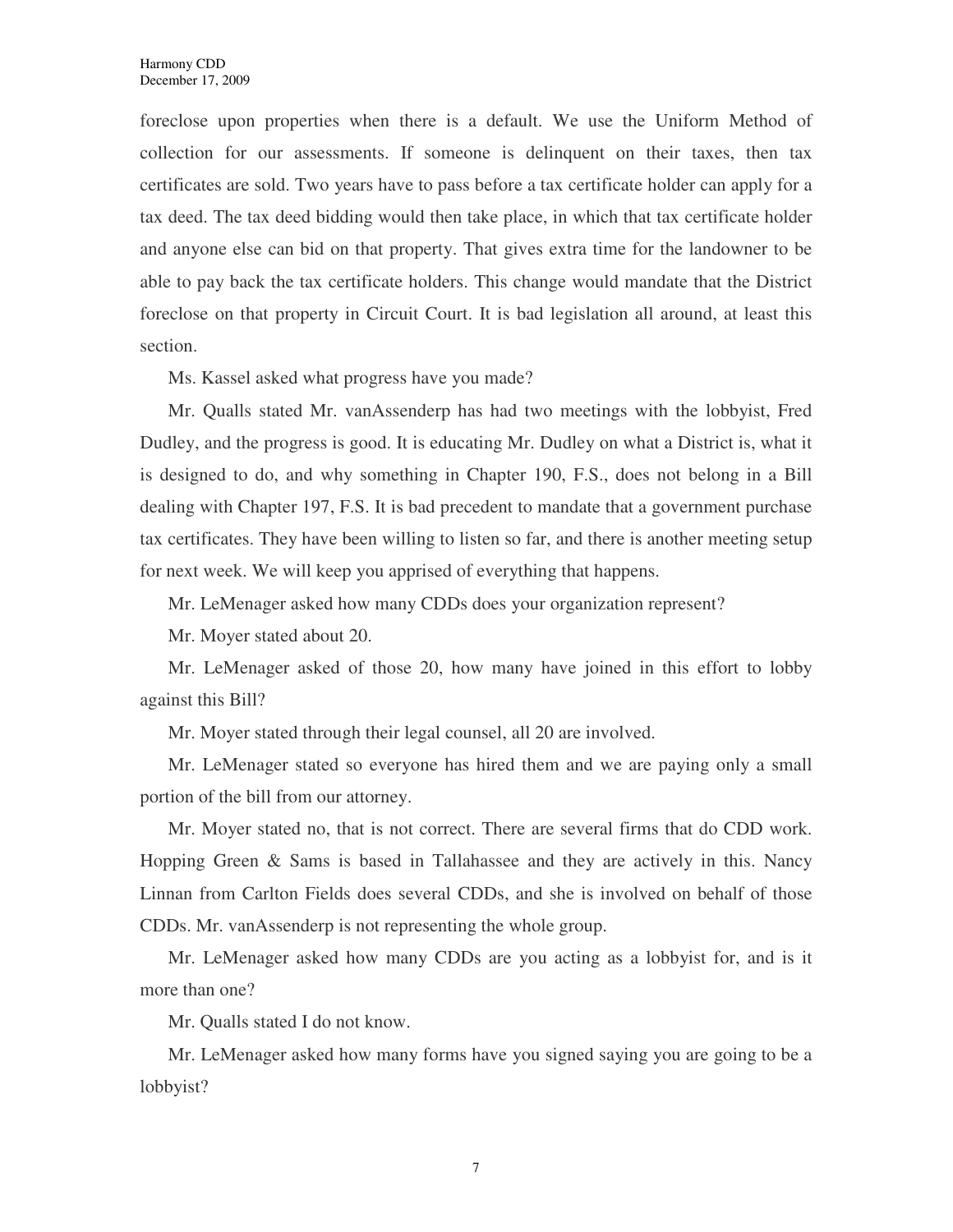foreclose upon properties when there is a default. We use the Uniform Method of collection for our assessments. If someone is delinquent on their taxes, then tax certificates are sold. Two years have to pass before a tax certificate holder can apply for a tax deed. The tax deed bidding would then take place, in which that tax certificate holder and anyone else can bid on that property. That gives extra time for the landowner to be able to pay back the tax certificate holders. This change would mandate that the District foreclose on that property in Circuit Court. It is bad legislation all around, at least this section.

Ms. Kassel asked what progress have you made?

Mr. Qualls stated Mr. vanAssenderp has had two meetings with the lobbyist, Fred Dudley, and the progress is good. It is educating Mr. Dudley on what a District is, what it is designed to do, and why something in Chapter 190, F.S., does not belong in a Bill dealing with Chapter 197, F.S. It is bad precedent to mandate that a government purchase tax certificates. They have been willing to listen so far, and there is another meeting setup for next week. We will keep you apprised of everything that happens.

Mr. LeMenager asked how many CDDs does your organization represent?

Mr. Moyer stated about 20.

Mr. LeMenager asked of those 20, how many have joined in this effort to lobby against this Bill?

Mr. Moyer stated through their legal counsel, all 20 are involved.

Mr. LeMenager stated so everyone has hired them and we are paying only a small portion of the bill from our attorney.

Mr. Moyer stated no, that is not correct. There are several firms that do CDD work. Hopping Green & Sams is based in Tallahassee and they are actively in this. Nancy Linnan from Carlton Fields does several CDDs, and she is involved on behalf of those CDDs. Mr. vanAssenderp is not representing the whole group.

Mr. LeMenager asked how many CDDs are you acting as a lobbyist for, and is it more than one?

Mr. Qualls stated I do not know.

Mr. LeMenager asked how many forms have you signed saying you are going to be a lobbyist?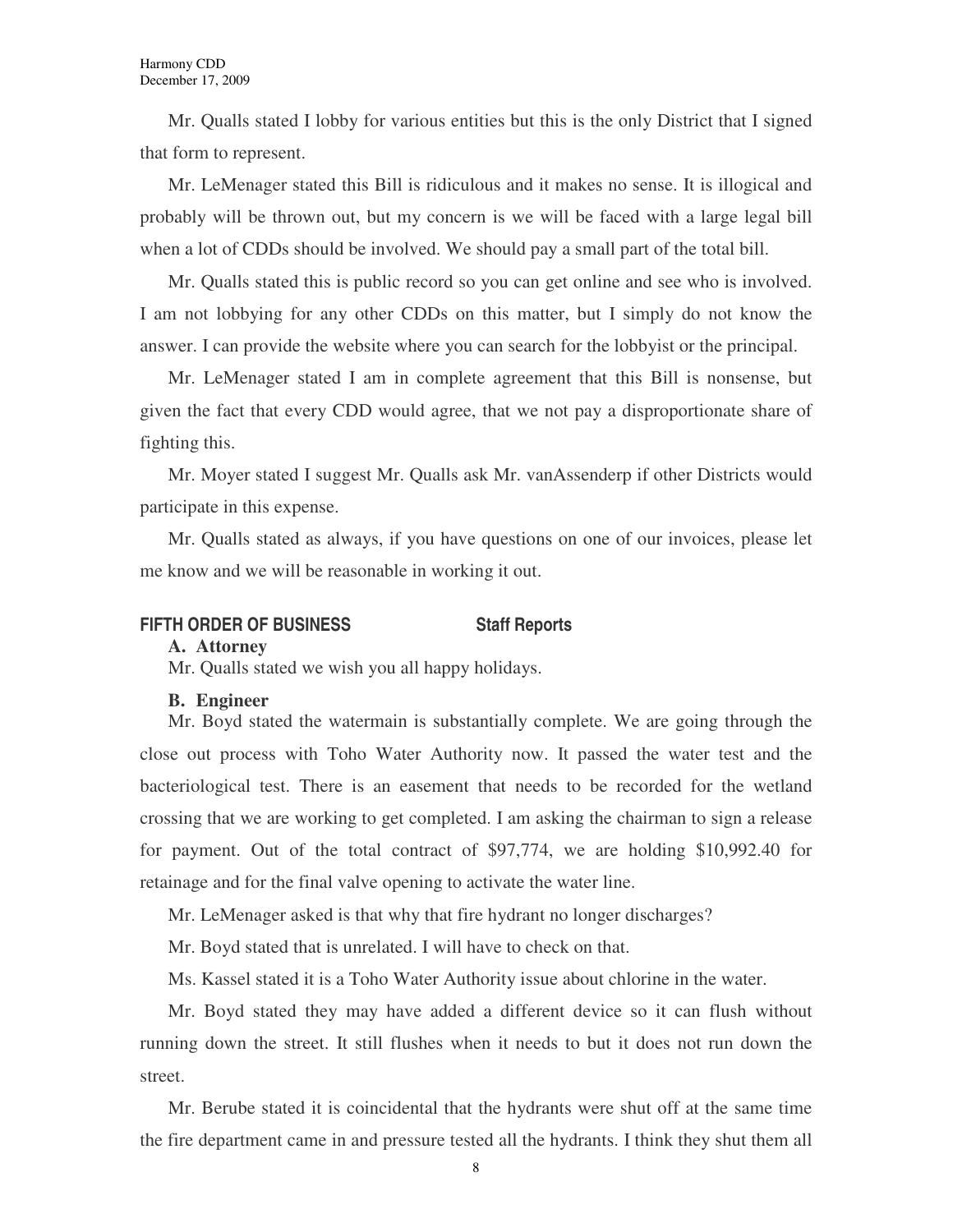Mr. Qualls stated I lobby for various entities but this is the only District that I signed that form to represent.

Mr. LeMenager stated this Bill is ridiculous and it makes no sense. It is illogical and probably will be thrown out, but my concern is we will be faced with a large legal bill when a lot of CDDs should be involved. We should pay a small part of the total bill.

Mr. Qualls stated this is public record so you can get online and see who is involved. I am not lobbying for any other CDDs on this matter, but I simply do not know the answer. I can provide the website where you can search for the lobbyist or the principal.

Mr. LeMenager stated I am in complete agreement that this Bill is nonsense, but given the fact that every CDD would agree, that we not pay a disproportionate share of fighting this.

Mr. Moyer stated I suggest Mr. Qualls ask Mr. vanAssenderp if other Districts would participate in this expense.

Mr. Qualls stated as always, if you have questions on one of our invoices, please let me know and we will be reasonable in working it out.

## FIFTH ORDER OF BUSINESS Staff Reports

**A. Attorney**

Mr. Qualls stated we wish you all happy holidays.

**B. Engineer**

Mr. Boyd stated the watermain is substantially complete. We are going through the close out process with Toho Water Authority now. It passed the water test and the bacteriological test. There is an easement that needs to be recorded for the wetland crossing that we are working to get completed. I am asking the chairman to sign a release for payment. Out of the total contract of $97,774, we are holding $10,992.40 for retainage and for the final valve opening to activate the water line.

Mr. LeMenager asked is that why that fire hydrant no longer discharges?

Mr. Boyd stated that is unrelated. I will have to check on that.

Ms. Kassel stated it is a Toho Water Authority issue about chlorine in the water.

Mr. Boyd stated they may have added a different device so it can flush without running down the street. It still flushes when it needs to but it does not run down the street.

Mr. Berube stated it is coincidental that the hydrants were shut off at the same time the fire department came in and pressure tested all the hydrants. I think they shut them all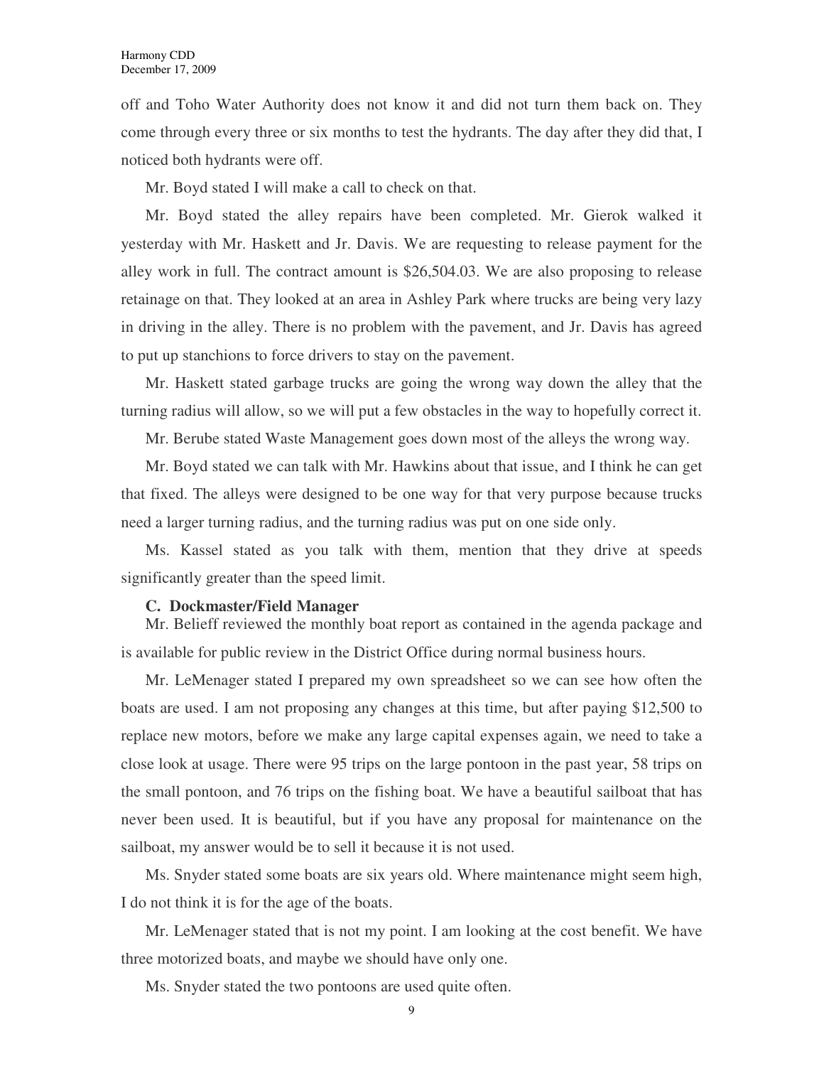off and Toho Water Authority does not know it and did not turn them back on. They come through every three or six months to test the hydrants. The day after they did that, I noticed both hydrants were off.

Mr. Boyd stated I will make a call to check on that.

Mr. Boyd stated the alley repairs have been completed. Mr. Gierok walked it yesterday with Mr. Haskett and Jr. Davis. We are requesting to release payment for the alley work in full. The contract amount is $26,504.03. We are also proposing to release retainage on that. They looked at an area in Ashley Park where trucks are being very lazy in driving in the alley. There is no problem with the pavement, and Jr. Davis has agreed to put up stanchions to force drivers to stay on the pavement.

Mr. Haskett stated garbage trucks are going the wrong way down the alley that the turning radius will allow, so we will put a few obstacles in the way to hopefully correct it.

Mr. Berube stated Waste Management goes down most of the alleys the wrong way.

Mr. Boyd stated we can talk with Mr. Hawkins about that issue, and I think he can get that fixed. The alleys were designed to be one way for that very purpose because trucks need a larger turning radius, and the turning radius was put on one side only.

Ms. Kassel stated as you talk with them, mention that they drive at speeds significantly greater than the speed limit.

**C. Dockmaster/Field Manager**

Mr. Belieff reviewed the monthly boat report as contained in the agenda package and is available for public review in the District Office during normal business hours.

Mr. LeMenager stated I prepared my own spreadsheet so we can see how often the boats are used. I am not proposing any changes at this time, but after paying $12,500 to replace new motors, before we make any large capital expenses again, we need to take a close look at usage. There were 95 trips on the large pontoon in the past year, 58 trips on the small pontoon, and 76 trips on the fishing boat. We have a beautiful sailboat that has never been used. It is beautiful, but if you have any proposal for maintenance on the sailboat, my answer would be to sell it because it is not used.

Ms. Snyder stated some boats are six years old. Where maintenance might seem high, I do not think it is for the age of the boats.

Mr. LeMenager stated that is not my point. I am looking at the cost benefit. We have three motorized boats, and maybe we should have only one.

Ms. Snyder stated the two pontoons are used quite often.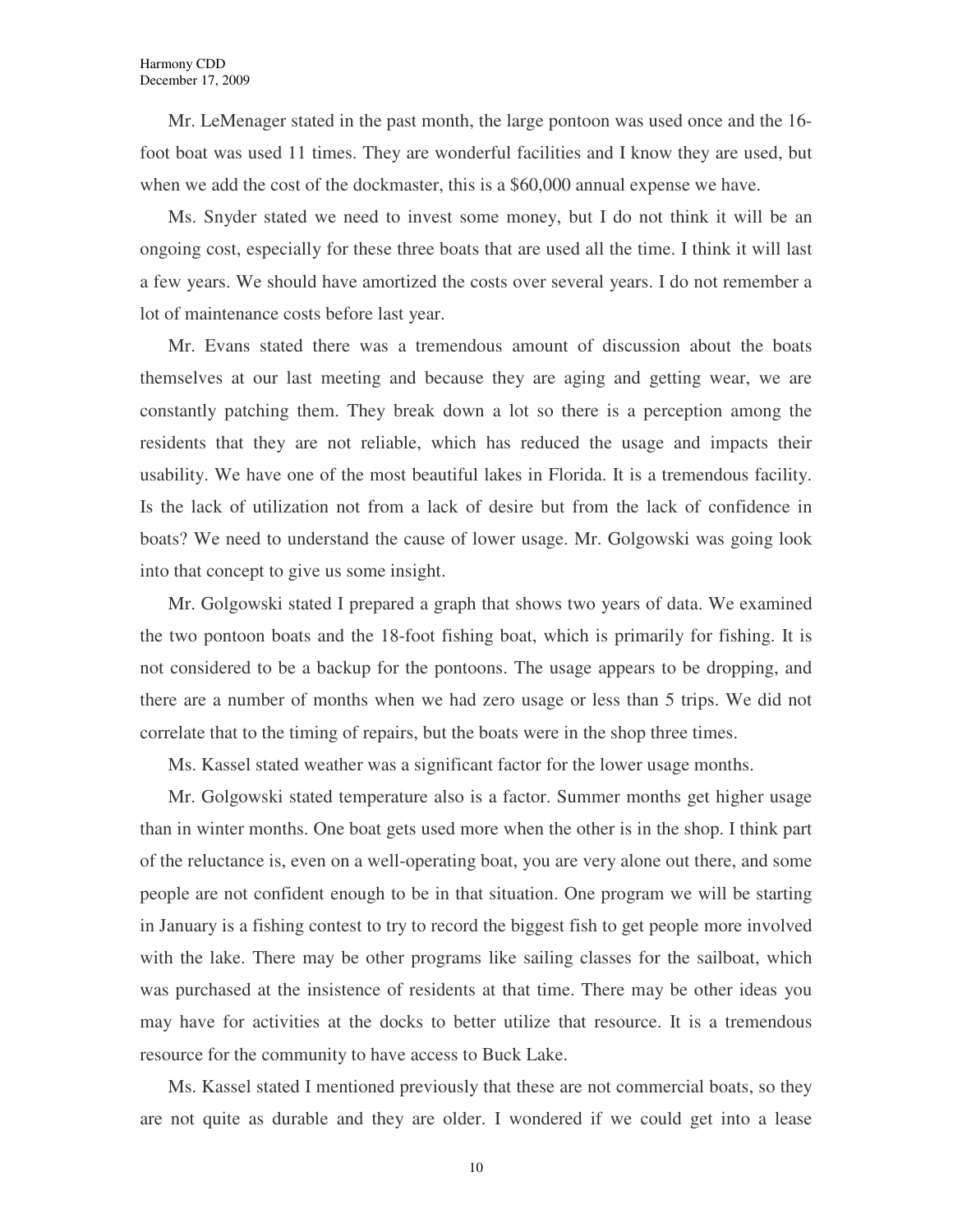Mr. LeMenager stated in the past month, the large pontoon was used once and the 16-foot boat was used 11 times. They are wonderful facilities and I know they are used, but when we add the cost of the dockmaster, this is a $60,000 annual expense we have.

Ms. Snyder stated we need to invest some money, but I do not think it will be an ongoing cost, especially for these three boats that are used all the time. I think it will last a few years. We should have amortized the costs over several years. I do not remember a lot of maintenance costs before last year.

Mr. Evans stated there was a tremendous amount of discussion about the boats themselves at our last meeting and because they are aging and getting wear, we are constantly patching them. They break down a lot so there is a perception among the residents that they are not reliable, which has reduced the usage and impacts their usability. We have one of the most beautiful lakes in Florida. It is a tremendous facility. Is the lack of utilization not from a lack of desire but from the lack of confidence in boats? We need to understand the cause of lower usage. Mr. Golgowski was going look into that concept to give us some insight.

Mr. Golgowski stated I prepared a graph that shows two years of data. We examined the two pontoon boats and the 18-foot fishing boat, which is primarily for fishing. It is not considered to be a backup for the pontoons. The usage appears to be dropping, and there are a number of months when we had zero usage or less than 5 trips. We did not correlate that to the timing of repairs, but the boats were in the shop three times.

Ms. Kassel stated weather was a significant factor for the lower usage months.

Mr. Golgowski stated temperature also is a factor. Summer months get higher usage than in winter months. One boat gets used more when the other is in the shop. I think part of the reluctance is, even on a well-operating boat, you are very alone out there, and some people are not confident enough to be in that situation. One program we will be starting in January is a fishing contest to try to record the biggest fish to get people more involved with the lake. There may be other programs like sailing classes for the sailboat, which was purchased at the insistence of residents at that time. There may be other ideas you may have for activities at the docks to better utilize that resource. It is a tremendous resource for the community to have access to Buck Lake.

Ms. Kassel stated I mentioned previously that these are not commercial boats, so they are not quite as durable and they are older. I wondered if we could get into a lease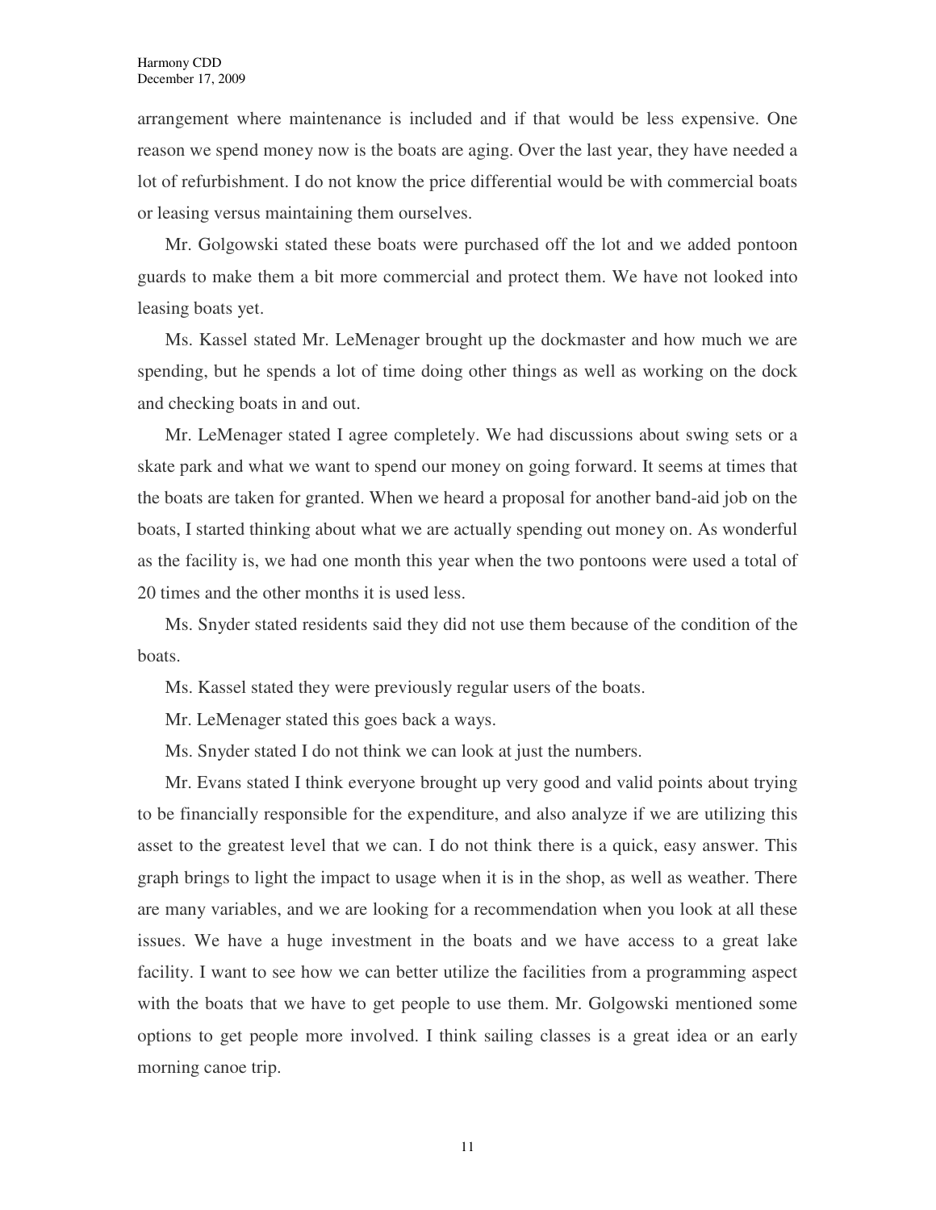arrangement where maintenance is included and if that would be less expensive. One reason we spend money now is the boats are aging. Over the last year, they have needed a lot of refurbishment. I do not know the price differential would be with commercial boats or leasing versus maintaining them ourselves.

Mr. Golgowski stated these boats were purchased off the lot and we added pontoon guards to make them a bit more commercial and protect them. We have not looked into leasing boats yet.

Ms. Kassel stated Mr. LeMenager brought up the dockmaster and how much we are spending, but he spends a lot of time doing other things as well as working on the dock and checking boats in and out.

Mr. LeMenager stated I agree completely. We had discussions about swing sets or a skate park and what we want to spend our money on going forward. It seems at times that the boats are taken for granted. When we heard a proposal for another band-aid job on the boats, I started thinking about what we are actually spending out money on. As wonderful as the facility is, we had one month this year when the two pontoons were used a total of 20 times and the other months it is used less.

Ms. Snyder stated residents said they did not use them because of the condition of the boats.

Ms. Kassel stated they were previously regular users of the boats.

Mr. LeMenager stated this goes back a ways.

Ms. Snyder stated I do not think we can look at just the numbers.

Mr. Evans stated I think everyone brought up very good and valid points about trying to be financially responsible for the expenditure, and also analyze if we are utilizing this asset to the greatest level that we can. I do not think there is a quick, easy answer. This graph brings to light the impact to usage when it is in the shop, as well as weather. There are many variables, and we are looking for a recommendation when you look at all these issues. We have a huge investment in the boats and we have access to a great lake facility. I want to see how we can better utilize the facilities from a programming aspect with the boats that we have to get people to use them. Mr. Golgowski mentioned some options to get people more involved. I think sailing classes is a great idea or an early morning canoe trip.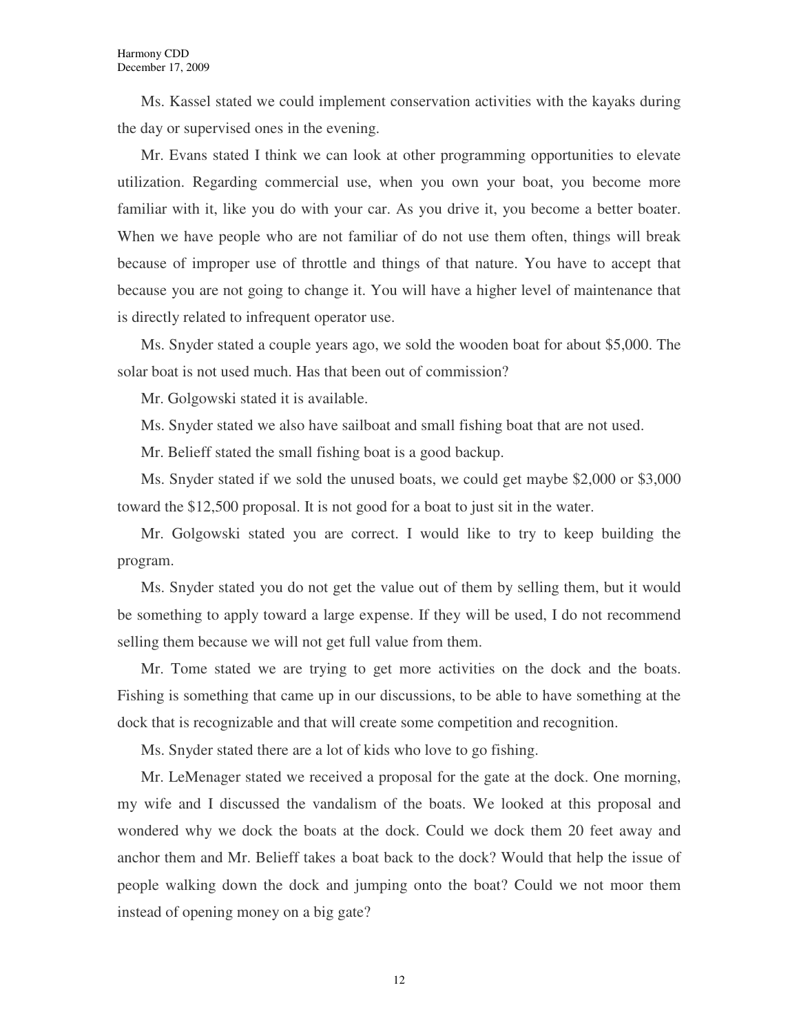Ms. Kassel stated we could implement conservation activities with the kayaks during the day or supervised ones in the evening.

Mr. Evans stated I think we can look at other programming opportunities to elevate utilization. Regarding commercial use, when you own your boat, you become more familiar with it, like you do with your car. As you drive it, you become a better boater. When we have people who are not familiar of do not use them often, things will break because of improper use of throttle and things of that nature. You have to accept that because you are not going to change it. You will have a higher level of maintenance that is directly related to infrequent operator use.

Ms. Snyder stated a couple years ago, we sold the wooden boat for about $5,000. The solar boat is not used much. Has that been out of commission?

Mr. Golgowski stated it is available.

Ms. Snyder stated we also have sailboat and small fishing boat that are not used.

Mr. Belieff stated the small fishing boat is a good backup.

Ms. Snyder stated if we sold the unused boats, we could get maybe $2,000 or $3,000 toward the $12,500 proposal. It is not good for a boat to just sit in the water.

Mr. Golgowski stated you are correct. I would like to try to keep building the program.

Ms. Snyder stated you do not get the value out of them by selling them, but it would be something to apply toward a large expense. If they will be used, I do not recommend selling them because we will not get full value from them.

Mr. Tome stated we are trying to get more activities on the dock and the boats. Fishing is something that came up in our discussions, to be able to have something at the dock that is recognizable and that will create some competition and recognition.

Ms. Snyder stated there are a lot of kids who love to go fishing.

Mr. LeMenager stated we received a proposal for the gate at the dock. One morning, my wife and I discussed the vandalism of the boats. We looked at this proposal and wondered why we dock the boats at the dock. Could we dock them 20 feet away and anchor them and Mr. Belieff takes a boat back to the dock? Would that help the issue of people walking down the dock and jumping onto the boat? Could we not moor them instead of opening money on a big gate?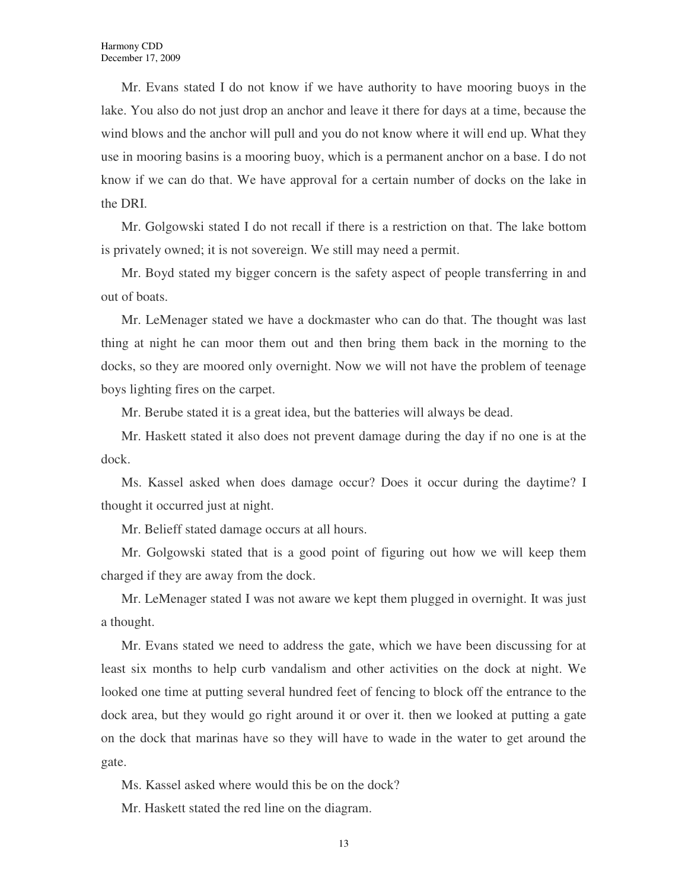Mr. Evans stated I do not know if we have authority to have mooring buoys in the lake. You also do not just drop an anchor and leave it there for days at a time, because the wind blows and the anchor will pull and you do not know where it will end up. What they use in mooring basins is a mooring buoy, which is a permanent anchor on a base. I do not know if we can do that. We have approval for a certain number of docks on the lake in the DRI.

Mr. Golgowski stated I do not recall if there is a restriction on that. The lake bottom is privately owned; it is not sovereign. We still may need a permit.

Mr. Boyd stated my bigger concern is the safety aspect of people transferring in and out of boats.

Mr. LeMenager stated we have a dockmaster who can do that. The thought was last thing at night he can moor them out and then bring them back in the morning to the docks, so they are moored only overnight. Now we will not have the problem of teenage boys lighting fires on the carpet.

Mr. Berube stated it is a great idea, but the batteries will always be dead.

Mr. Haskett stated it also does not prevent damage during the day if no one is at the dock.

Ms. Kassel asked when does damage occur? Does it occur during the daytime? I thought it occurred just at night.

Mr. Belieff stated damage occurs at all hours.

Mr. Golgowski stated that is a good point of figuring out how we will keep them charged if they are away from the dock.

Mr. LeMenager stated I was not aware we kept them plugged in overnight. It was just a thought.

Mr. Evans stated we need to address the gate, which we have been discussing for at least six months to help curb vandalism and other activities on the dock at night. We looked one time at putting several hundred feet of fencing to block off the entrance to the dock area, but they would go right around it or over it. then we looked at putting a gate on the dock that marinas have so they will have to wade in the water to get around the gate.

Ms. Kassel asked where would this be on the dock?

Mr. Haskett stated the red line on the diagram.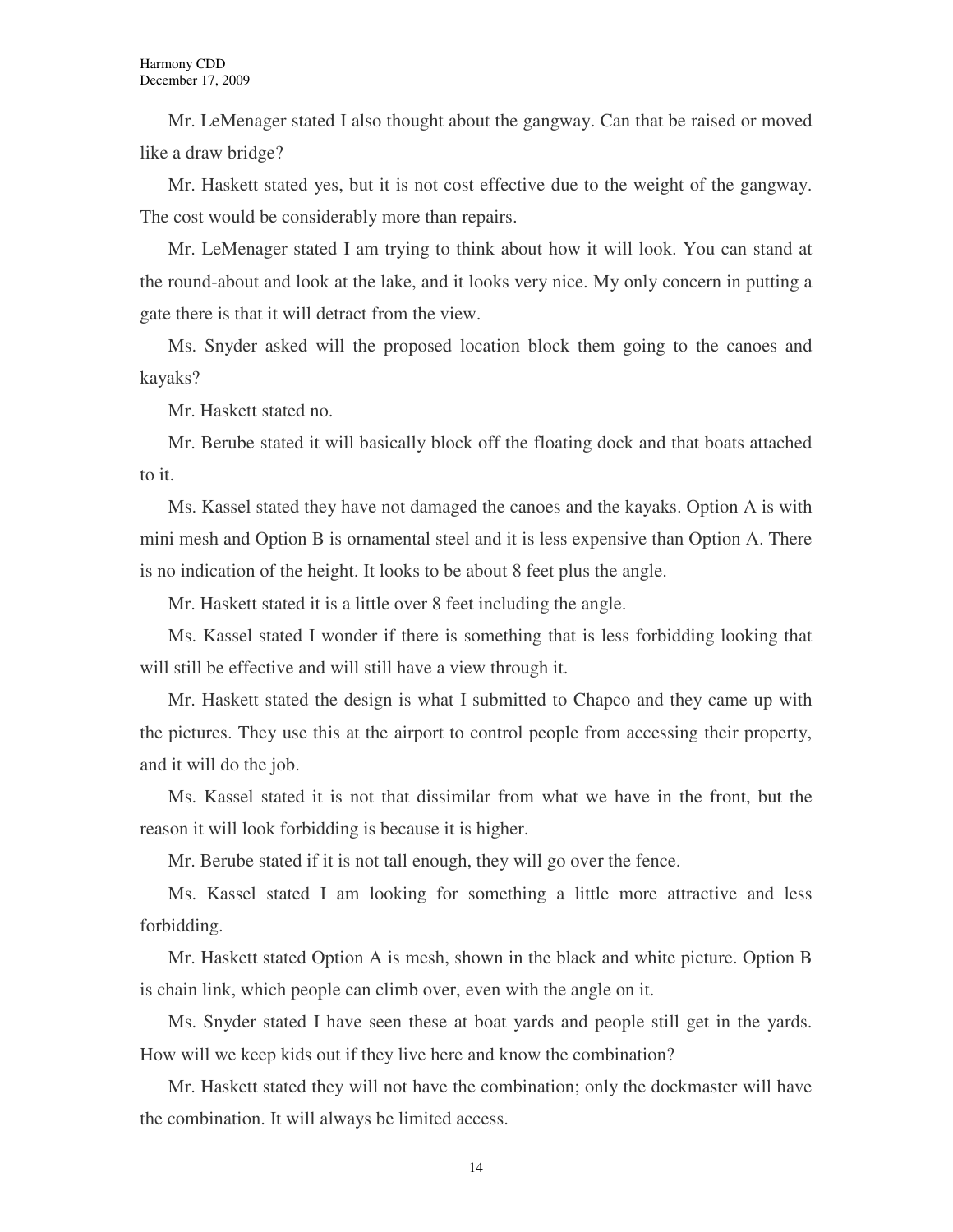Mr. LeMenager stated I also thought about the gangway. Can that be raised or moved like a draw bridge?

Mr. Haskett stated yes, but it is not cost effective due to the weight of the gangway. The cost would be considerably more than repairs.

Mr. LeMenager stated I am trying to think about how it will look. You can stand at the round-about and look at the lake, and it looks very nice. My only concern in putting a gate there is that it will detract from the view.

Ms. Snyder asked will the proposed location block them going to the canoes and kayaks?

Mr. Haskett stated no.

Mr. Berube stated it will basically block off the floating dock and that boats attached to it.

Ms. Kassel stated they have not damaged the canoes and the kayaks. Option A is with mini mesh and Option B is ornamental steel and it is less expensive than Option A. There is no indication of the height. It looks to be about 8 feet plus the angle.

Mr. Haskett stated it is a little over 8 feet including the angle.

Ms. Kassel stated I wonder if there is something that is less forbidding looking that will still be effective and will still have a view through it.

Mr. Haskett stated the design is what I submitted to Chapco and they came up with the pictures. They use this at the airport to control people from accessing their property, and it will do the job.

Ms. Kassel stated it is not that dissimilar from what we have in the front, but the reason it will look forbidding is because it is higher.

Mr. Berube stated if it is not tall enough, they will go over the fence.

Ms. Kassel stated I am looking for something a little more attractive and less forbidding.

Mr. Haskett stated Option A is mesh, shown in the black and white picture. Option B is chain link, which people can climb over, even with the angle on it.

Ms. Snyder stated I have seen these at boat yards and people still get in the yards. How will we keep kids out if they live here and know the combination?

Mr. Haskett stated they will not have the combination; only the dockmaster will have the combination. It will always be limited access.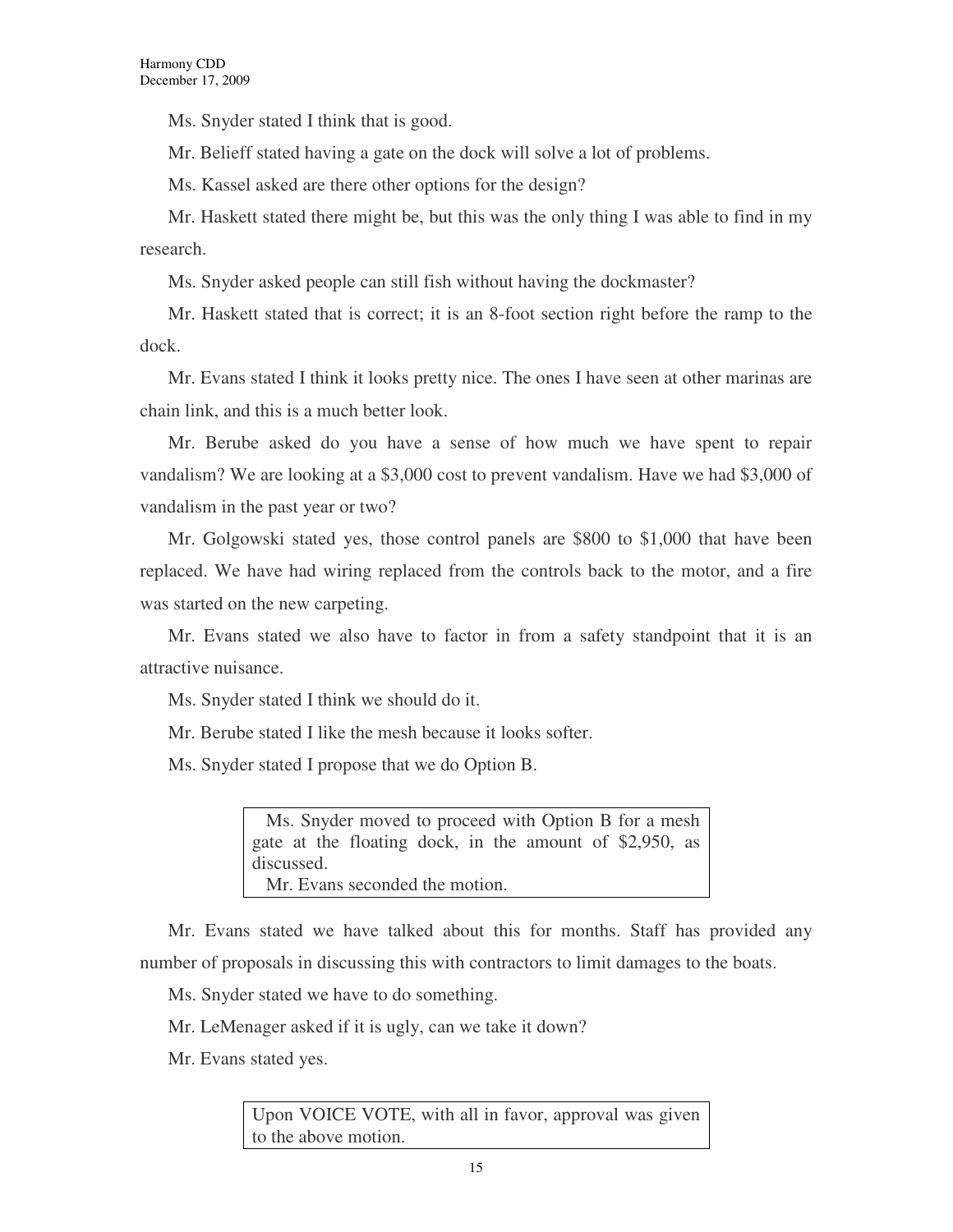Ms. Snyder stated I think that is good.

Mr. Belieff stated having a gate on the dock will solve a lot of problems.

Ms. Kassel asked are there other options for the design?

Mr. Haskett stated there might be, but this was the only thing I was able to find in my research.

Ms. Snyder asked people can still fish without having the dockmaster?

Mr. Haskett stated that is correct; it is an 8-foot section right before the ramp to the dock.

Mr. Evans stated I think it looks pretty nice. The ones I have seen at other marinas are chain link, and this is a much better look.

Mr. Berube asked do you have a sense of how much we have spent to repair vandalism? We are looking at a $3,000 cost to prevent vandalism. Have we had $3,000 of vandalism in the past year or two?

Mr. Golgowski stated yes, those control panels are $800 to $1,000 that have been replaced. We have had wiring replaced from the controls back to the motor, and a fire was started on the new carpeting.

Mr. Evans stated we also have to factor in from a safety standpoint that it is an attractive nuisance.

Ms. Snyder stated I think we should do it.

Mr. Berube stated I like the mesh because it looks softer.

Ms. Snyder stated I propose that we do Option B.

> Ms. Snyder moved to proceed with Option B for a mesh gate at the floating dock, in the amount of $2,950, as discussed.
>
> Mr. Evans seconded the motion.

Mr. Evans stated we have talked about this for months. Staff has provided any number of proposals in discussing this with contractors to limit damages to the boats.

Ms. Snyder stated we have to do something.

Mr. LeMenager asked if it is ugly, can we take it down?

Mr. Evans stated yes.

> Upon VOICE VOTE, with all in favor, approval was given to the above motion.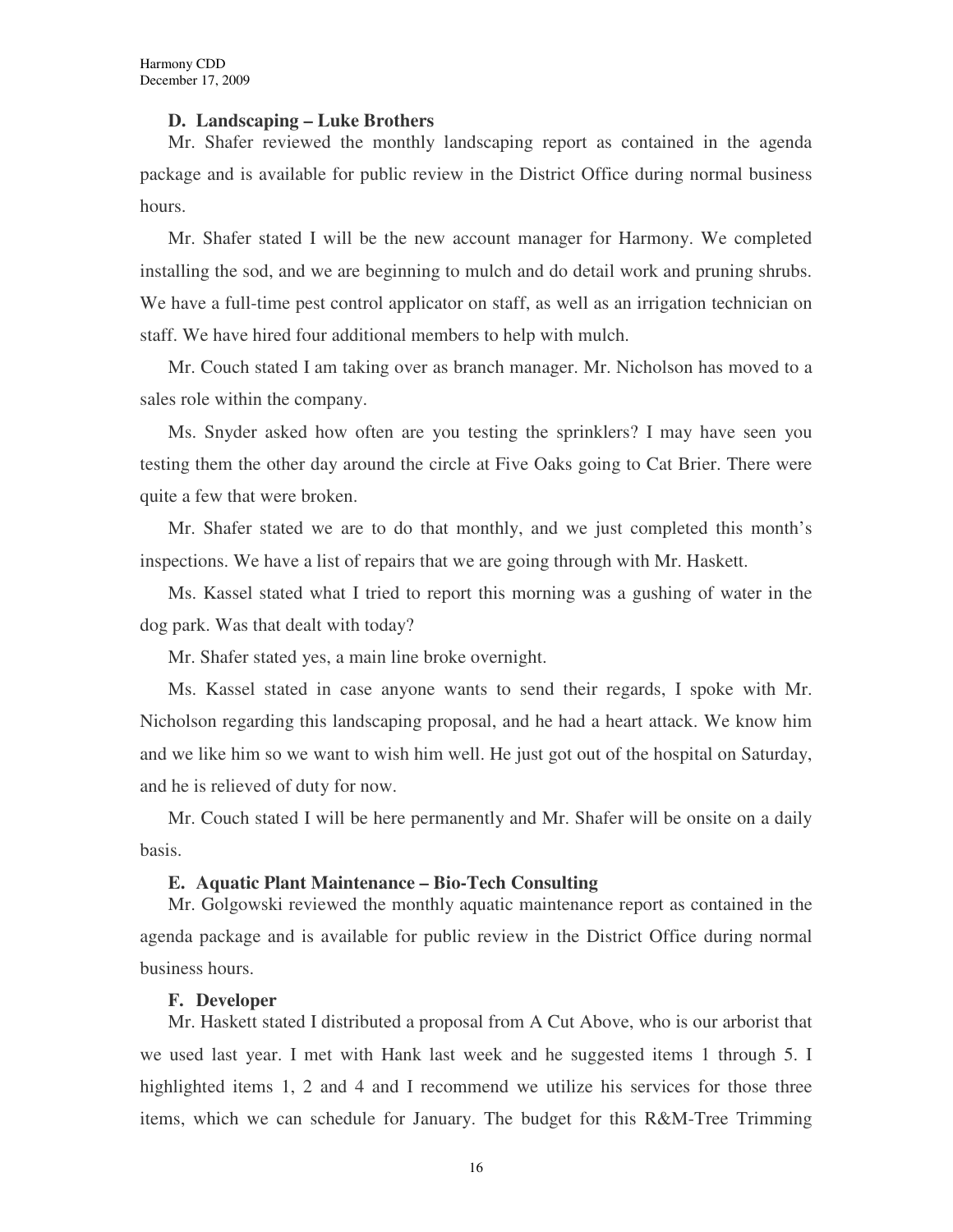**D. Landscaping – Luke Brothers**

Mr. Shafer reviewed the monthly landscaping report as contained in the agenda package and is available for public review in the District Office during normal business hours.

Mr. Shafer stated I will be the new account manager for Harmony. We completed installing the sod, and we are beginning to mulch and do detail work and pruning shrubs. We have a full-time pest control applicator on staff, as well as an irrigation technician on staff. We have hired four additional members to help with mulch.

Mr. Couch stated I am taking over as branch manager. Mr. Nicholson has moved to a sales role within the company.

Ms. Snyder asked how often are you testing the sprinklers? I may have seen you testing them the other day around the circle at Five Oaks going to Cat Brier. There were quite a few that were broken.

Mr. Shafer stated we are to do that monthly, and we just completed this month's inspections. We have a list of repairs that we are going through with Mr. Haskett.

Ms. Kassel stated what I tried to report this morning was a gushing of water in the dog park. Was that dealt with today?

Mr. Shafer stated yes, a main line broke overnight.

Ms. Kassel stated in case anyone wants to send their regards, I spoke with Mr. Nicholson regarding this landscaping proposal, and he had a heart attack. We know him and we like him so we want to wish him well. He just got out of the hospital on Saturday, and he is relieved of duty for now.

Mr. Couch stated I will be here permanently and Mr. Shafer will be onsite on a daily basis.

**E. Aquatic Plant Maintenance – Bio-Tech Consulting**

Mr. Golgowski reviewed the monthly aquatic maintenance report as contained in the agenda package and is available for public review in the District Office during normal business hours.

**F. Developer**

Mr. Haskett stated I distributed a proposal from A Cut Above, who is our arborist that we used last year. I met with Hank last week and he suggested items 1 through 5. I highlighted items 1, 2 and 4 and I recommend we utilize his services for those three items, which we can schedule for January. The budget for this R&M-Tree Trimming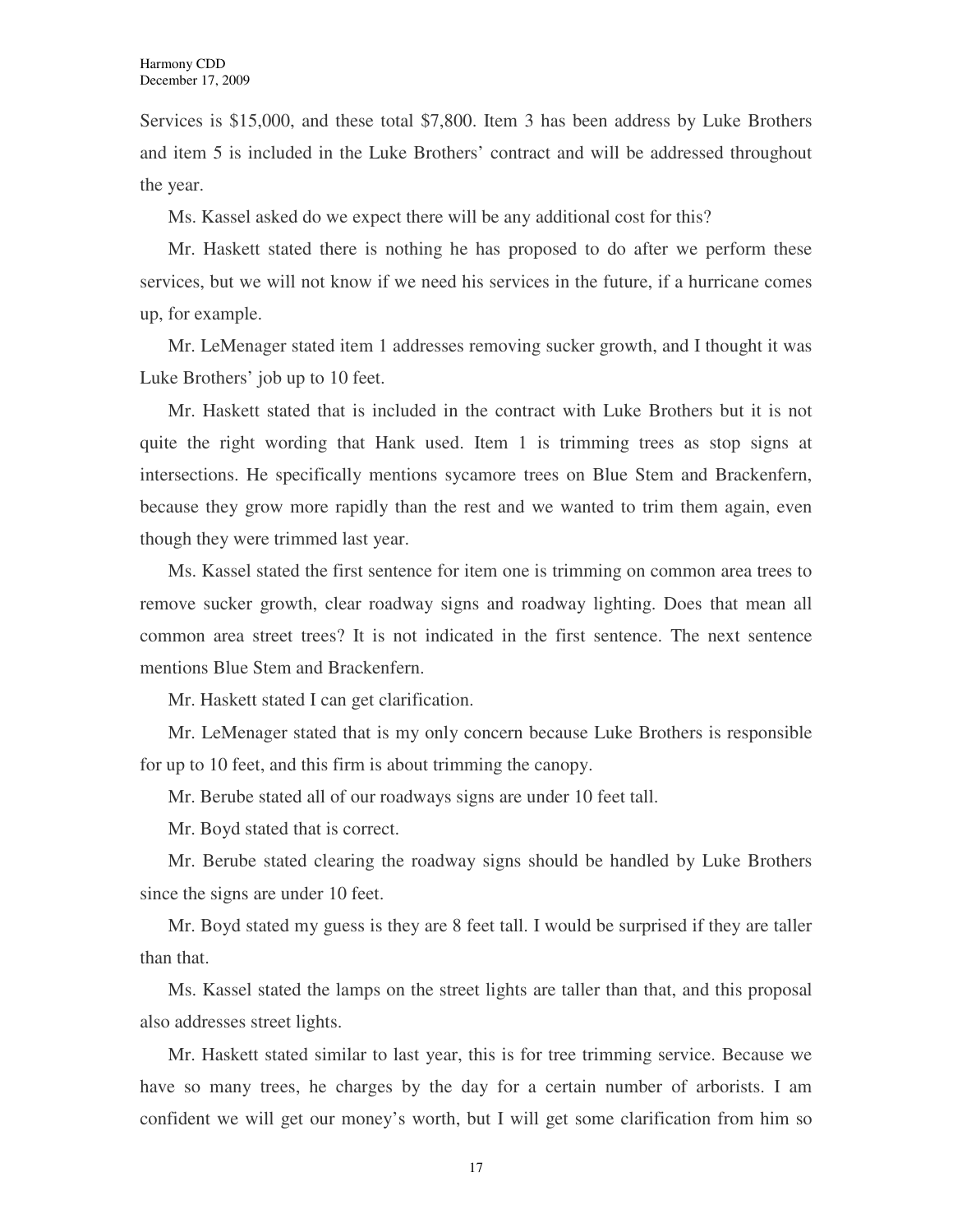Services is $15,000, and these total $7,800. Item 3 has been address by Luke Brothers and item 5 is included in the Luke Brothers' contract and will be addressed throughout the year.

Ms. Kassel asked do we expect there will be any additional cost for this?

Mr. Haskett stated there is nothing he has proposed to do after we perform these services, but we will not know if we need his services in the future, if a hurricane comes up, for example.

Mr. LeMenager stated item 1 addresses removing sucker growth, and I thought it was Luke Brothers' job up to 10 feet.

Mr. Haskett stated that is included in the contract with Luke Brothers but it is not quite the right wording that Hank used. Item 1 is trimming trees as stop signs at intersections. He specifically mentions sycamore trees on Blue Stem and Brackenfern, because they grow more rapidly than the rest and we wanted to trim them again, even though they were trimmed last year.

Ms. Kassel stated the first sentence for item one is trimming on common area trees to remove sucker growth, clear roadway signs and roadway lighting. Does that mean all common area street trees? It is not indicated in the first sentence. The next sentence mentions Blue Stem and Brackenfern.

Mr. Haskett stated I can get clarification.

Mr. LeMenager stated that is my only concern because Luke Brothers is responsible for up to 10 feet, and this firm is about trimming the canopy.

Mr. Berube stated all of our roadways signs are under 10 feet tall.

Mr. Boyd stated that is correct.

Mr. Berube stated clearing the roadway signs should be handled by Luke Brothers since the signs are under 10 feet.

Mr. Boyd stated my guess is they are 8 feet tall. I would be surprised if they are taller than that.

Ms. Kassel stated the lamps on the street lights are taller than that, and this proposal also addresses street lights.

Mr. Haskett stated similar to last year, this is for tree trimming service. Because we have so many trees, he charges by the day for a certain number of arborists. I am confident we will get our money's worth, but I will get some clarification from him so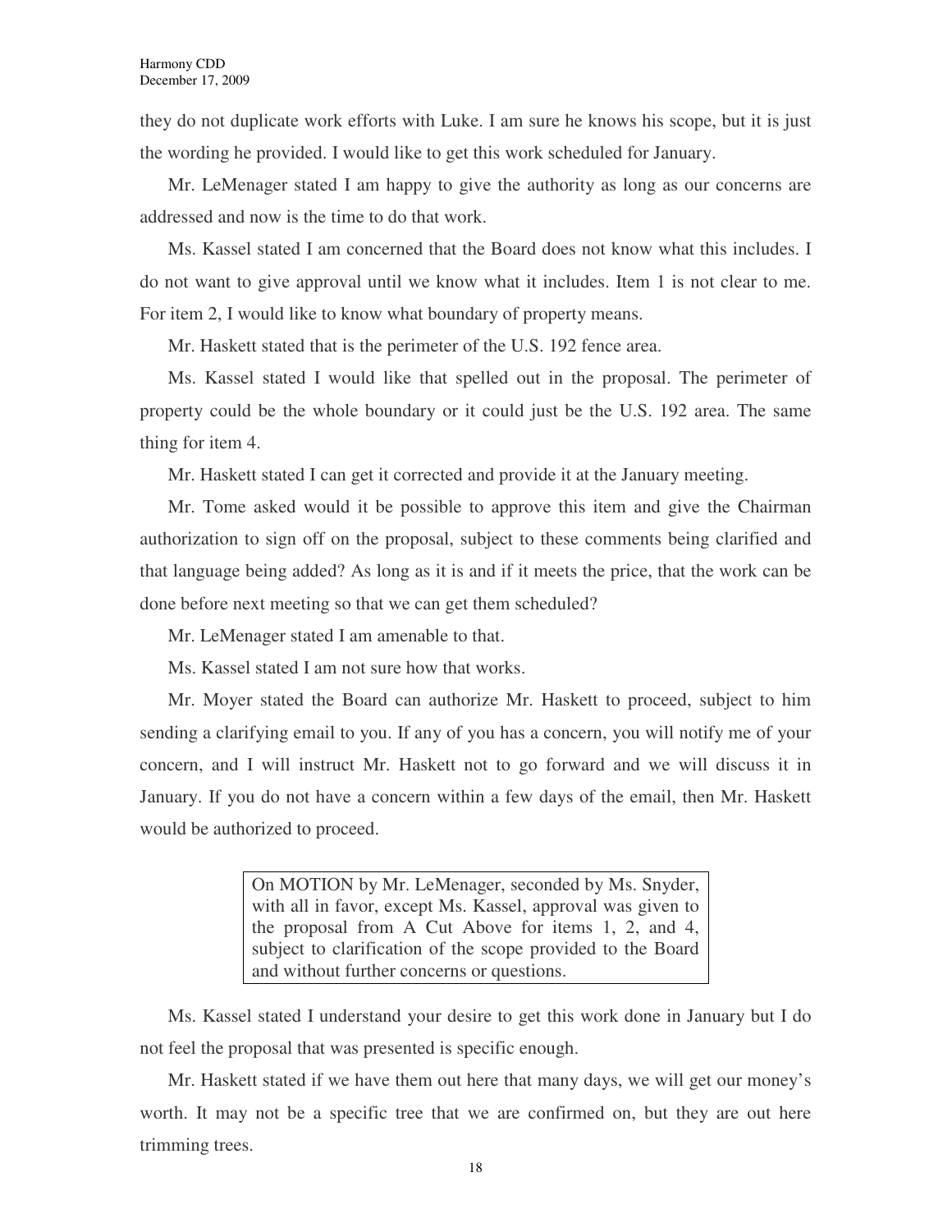they do not duplicate work efforts with Luke. I am sure he knows his scope, but it is just the wording he provided. I would like to get this work scheduled for January.

Mr. LeMenager stated I am happy to give the authority as long as our concerns are addressed and now is the time to do that work.

Ms. Kassel stated I am concerned that the Board does not know what this includes. I do not want to give approval until we know what it includes. Item 1 is not clear to me. For item 2, I would like to know what boundary of property means.

Mr. Haskett stated that is the perimeter of the U.S. 192 fence area.

Ms. Kassel stated I would like that spelled out in the proposal. The perimeter of property could be the whole boundary or it could just be the U.S. 192 area. The same thing for item 4.

Mr. Haskett stated I can get it corrected and provide it at the January meeting.

Mr. Tome asked would it be possible to approve this item and give the Chairman authorization to sign off on the proposal, subject to these comments being clarified and that language being added? As long as it is and if it meets the price, that the work can be done before next meeting so that we can get them scheduled?

Mr. LeMenager stated I am amenable to that.

Ms. Kassel stated I am not sure how that works.

Mr. Moyer stated the Board can authorize Mr. Haskett to proceed, subject to him sending a clarifying email to you. If any of you has a concern, you will notify me of your concern, and I will instruct Mr. Haskett not to go forward and we will discuss it in January. If you do not have a concern within a few days of the email, then Mr. Haskett would be authorized to proceed.

> On MOTION by Mr. LeMenager, seconded by Ms. Snyder, with all in favor, except Ms. Kassel, approval was given to the proposal from A Cut Above for items 1, 2, and 4, subject to clarification of the scope provided to the Board and without further concerns or questions.

Ms. Kassel stated I understand your desire to get this work done in January but I do not feel the proposal that was presented is specific enough.

Mr. Haskett stated if we have them out here that many days, we will get our money's worth. It may not be a specific tree that we are confirmed on, but they are out here trimming trees.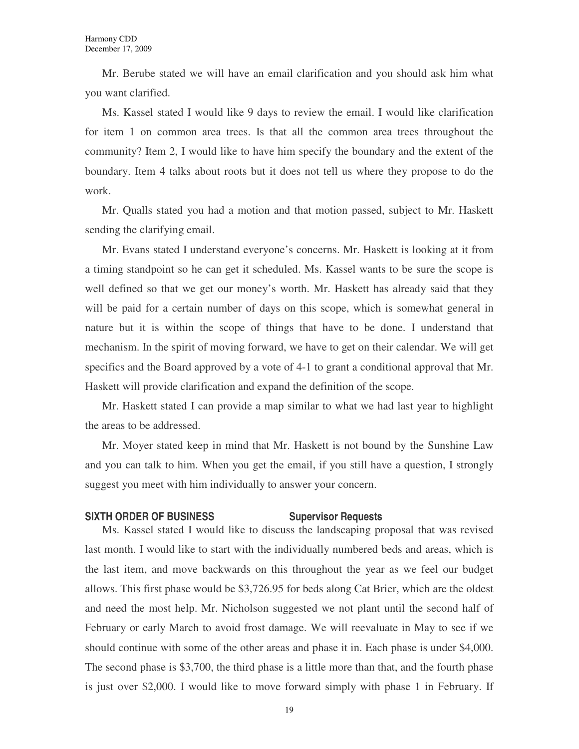Mr. Berube stated we will have an email clarification and you should ask him what you want clarified.

Ms. Kassel stated I would like 9 days to review the email. I would like clarification for item 1 on common area trees. Is that all the common area trees throughout the community? Item 2, I would like to have him specify the boundary and the extent of the boundary. Item 4 talks about roots but it does not tell us where they propose to do the work.

Mr. Qualls stated you had a motion and that motion passed, subject to Mr. Haskett sending the clarifying email.

Mr. Evans stated I understand everyone's concerns. Mr. Haskett is looking at it from a timing standpoint so he can get it scheduled. Ms. Kassel wants to be sure the scope is well defined so that we get our money's worth. Mr. Haskett has already said that they will be paid for a certain number of days on this scope, which is somewhat general in nature but it is within the scope of things that have to be done. I understand that mechanism. In the spirit of moving forward, we have to get on their calendar. We will get specifics and the Board approved by a vote of 4-1 to grant a conditional approval that Mr. Haskett will provide clarification and expand the definition of the scope.

Mr. Haskett stated I can provide a map similar to what we had last year to highlight the areas to be addressed.

Mr. Moyer stated keep in mind that Mr. Haskett is not bound by the Sunshine Law and you can talk to him. When you get the email, if you still have a question, I strongly suggest you meet with him individually to answer your concern.

## SIXTH ORDER OF BUSINESS — Supervisor Requests

Ms. Kassel stated I would like to discuss the landscaping proposal that was revised last month. I would like to start with the individually numbered beds and areas, which is the last item, and move backwards on this throughout the year as we feel our budget allows. This first phase would be $3,726.95 for beds along Cat Brier, which are the oldest and need the most help. Mr. Nicholson suggested we not plant until the second half of February or early March to avoid frost damage. We will reevaluate in May to see if we should continue with some of the other areas and phase it in. Each phase is under $4,000. The second phase is $3,700, the third phase is a little more than that, and the fourth phase is just over $2,000. I would like to move forward simply with phase 1 in February. If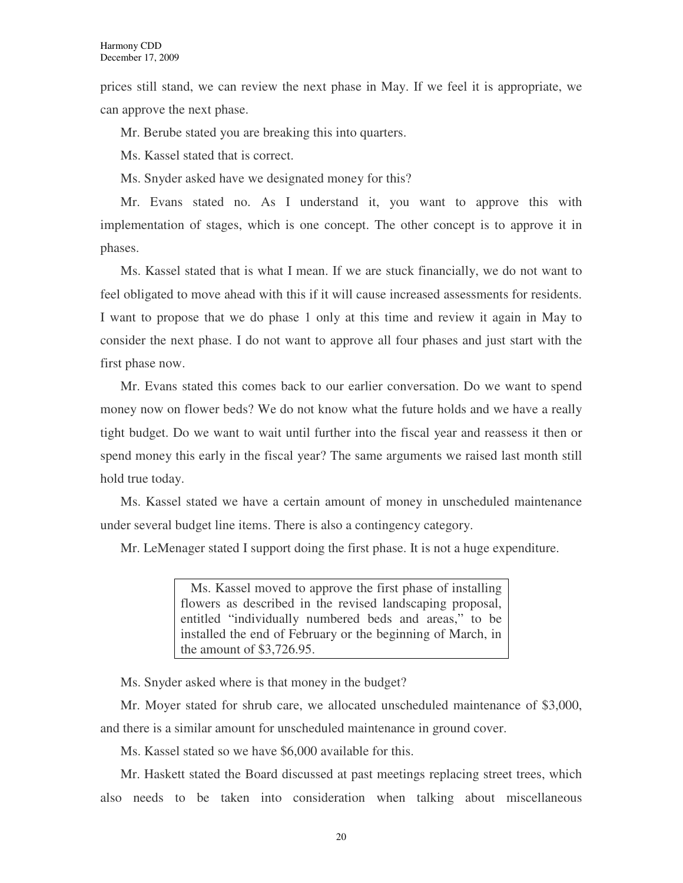prices still stand, we can review the next phase in May. If we feel it is appropriate, we can approve the next phase.

Mr. Berube stated you are breaking this into quarters.

Ms. Kassel stated that is correct.

Ms. Snyder asked have we designated money for this?

Mr. Evans stated no. As I understand it, you want to approve this with implementation of stages, which is one concept. The other concept is to approve it in phases.

Ms. Kassel stated that is what I mean. If we are stuck financially, we do not want to feel obligated to move ahead with this if it will cause increased assessments for residents. I want to propose that we do phase 1 only at this time and review it again in May to consider the next phase. I do not want to approve all four phases and just start with the first phase now.

Mr. Evans stated this comes back to our earlier conversation. Do we want to spend money now on flower beds? We do not know what the future holds and we have a really tight budget. Do we want to wait until further into the fiscal year and reassess it then or spend money this early in the fiscal year? The same arguments we raised last month still hold true today.

Ms. Kassel stated we have a certain amount of money in unscheduled maintenance under several budget line items. There is also a contingency category.

Mr. LeMenager stated I support doing the first phase. It is not a huge expenditure.

> Ms. Kassel moved to approve the first phase of installing flowers as described in the revised landscaping proposal, entitled "individually numbered beds and areas," to be installed the end of February or the beginning of March, in the amount of $3,726.95.

Ms. Snyder asked where is that money in the budget?

Mr. Moyer stated for shrub care, we allocated unscheduled maintenance of $3,000, and there is a similar amount for unscheduled maintenance in ground cover.

Ms. Kassel stated so we have $6,000 available for this.

Mr. Haskett stated the Board discussed at past meetings replacing street trees, which also needs to be taken into consideration when talking about miscellaneous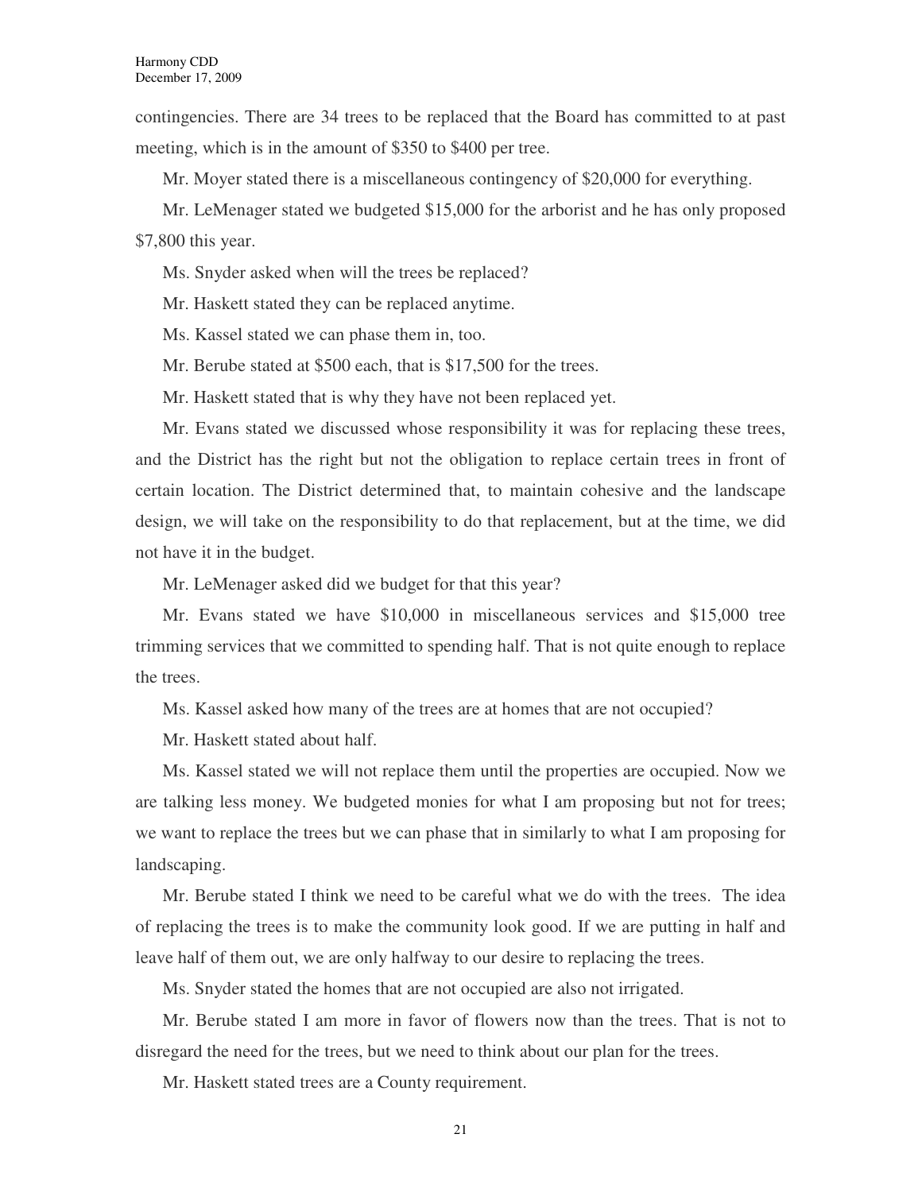contingencies. There are 34 trees to be replaced that the Board has committed to at past meeting, which is in the amount of $350 to $400 per tree.

Mr. Moyer stated there is a miscellaneous contingency of $20,000 for everything.

Mr. LeMenager stated we budgeted $15,000 for the arborist and he has only proposed $7,800 this year.

Ms. Snyder asked when will the trees be replaced?

Mr. Haskett stated they can be replaced anytime.

Ms. Kassel stated we can phase them in, too.

Mr. Berube stated at $500 each, that is $17,500 for the trees.

Mr. Haskett stated that is why they have not been replaced yet.

Mr. Evans stated we discussed whose responsibility it was for replacing these trees, and the District has the right but not the obligation to replace certain trees in front of certain location. The District determined that, to maintain cohesive and the landscape design, we will take on the responsibility to do that replacement, but at the time, we did not have it in the budget.

Mr. LeMenager asked did we budget for that this year?

Mr. Evans stated we have $10,000 in miscellaneous services and $15,000 tree trimming services that we committed to spending half. That is not quite enough to replace the trees.

Ms. Kassel asked how many of the trees are at homes that are not occupied?

Mr. Haskett stated about half.

Ms. Kassel stated we will not replace them until the properties are occupied. Now we are talking less money. We budgeted monies for what I am proposing but not for trees; we want to replace the trees but we can phase that in similarly to what I am proposing for landscaping.

Mr. Berube stated I think we need to be careful what we do with the trees. The idea of replacing the trees is to make the community look good. If we are putting in half and leave half of them out, we are only halfway to our desire to replacing the trees.

Ms. Snyder stated the homes that are not occupied are also not irrigated.

Mr. Berube stated I am more in favor of flowers now than the trees. That is not to disregard the need for the trees, but we need to think about our plan for the trees.

Mr. Haskett stated trees are a County requirement.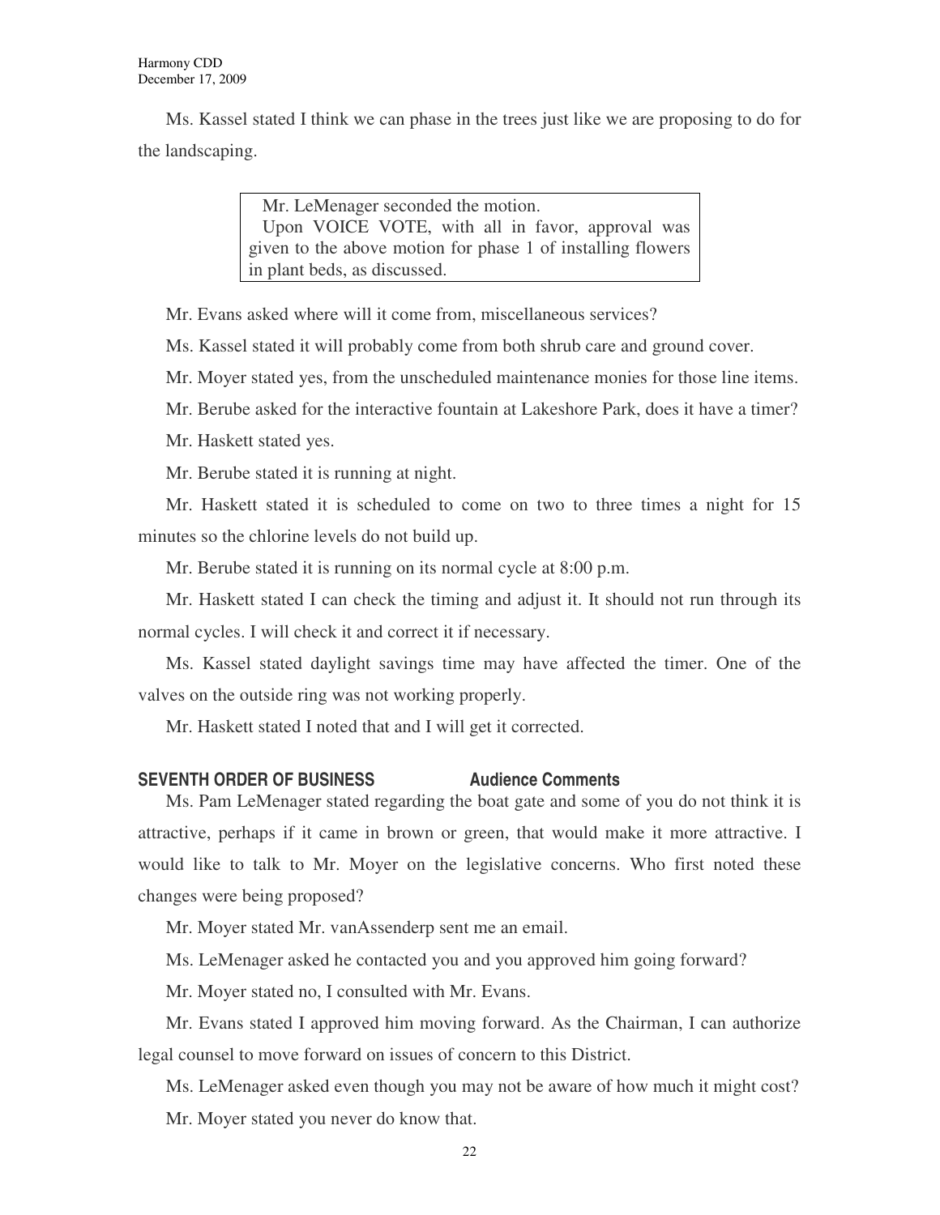Ms. Kassel stated I think we can phase in the trees just like we are proposing to do for the landscaping.

> Mr. LeMenager seconded the motion.
> Upon VOICE VOTE, with all in favor, approval was given to the above motion for phase 1 of installing flowers in plant beds, as discussed.

Mr. Evans asked where will it come from, miscellaneous services?

Ms. Kassel stated it will probably come from both shrub care and ground cover.

Mr. Moyer stated yes, from the unscheduled maintenance monies for those line items.

Mr. Berube asked for the interactive fountain at Lakeshore Park, does it have a timer?

Mr. Haskett stated yes.

Mr. Berube stated it is running at night.

Mr. Haskett stated it is scheduled to come on two to three times a night for 15 minutes so the chlorine levels do not build up.

Mr. Berube stated it is running on its normal cycle at 8:00 p.m.

Mr. Haskett stated I can check the timing and adjust it. It should not run through its normal cycles. I will check it and correct it if necessary.

Ms. Kassel stated daylight savings time may have affected the timer. One of the valves on the outside ring was not working properly.

Mr. Haskett stated I noted that and I will get it corrected.

## SEVENTH ORDER OF BUSINESS Audience Comments

Ms. Pam LeMenager stated regarding the boat gate and some of you do not think it is attractive, perhaps if it came in brown or green, that would make it more attractive. I would like to talk to Mr. Moyer on the legislative concerns. Who first noted these changes were being proposed?

Mr. Moyer stated Mr. vanAssenderp sent me an email.

Ms. LeMenager asked he contacted you and you approved him going forward?

Mr. Moyer stated no, I consulted with Mr. Evans.

Mr. Evans stated I approved him moving forward. As the Chairman, I can authorize legal counsel to move forward on issues of concern to this District.

Ms. LeMenager asked even though you may not be aware of how much it might cost?

Mr. Moyer stated you never do know that.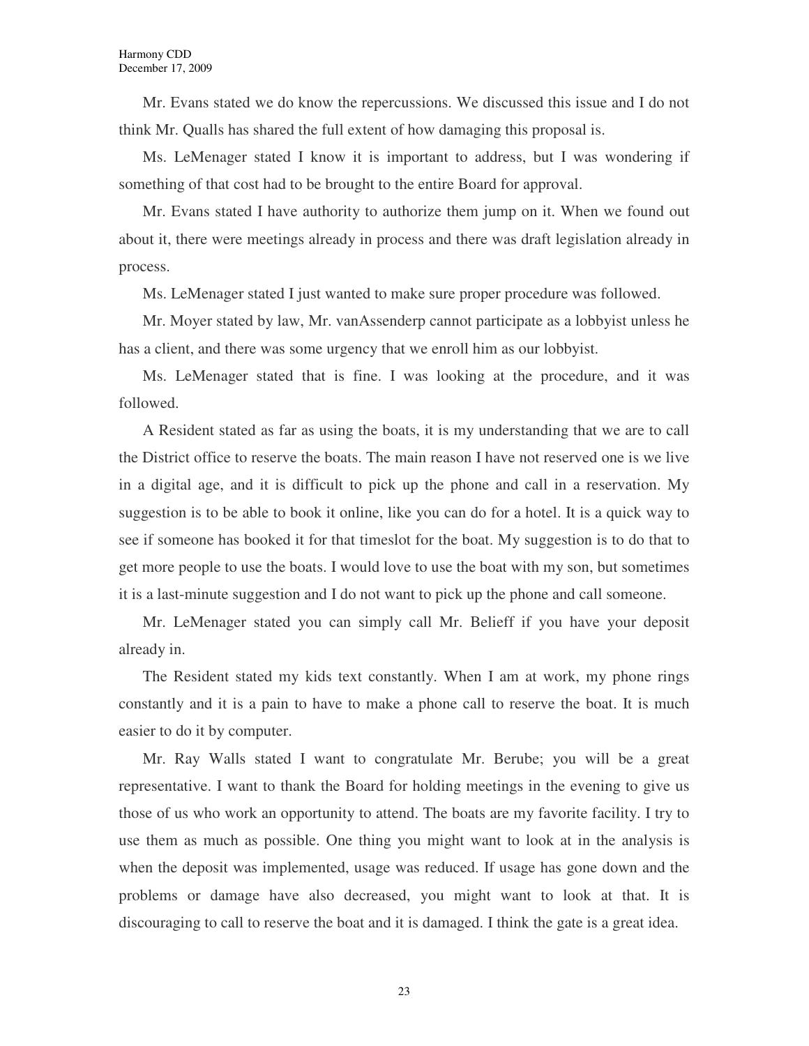Mr. Evans stated we do know the repercussions. We discussed this issue and I do not think Mr. Qualls has shared the full extent of how damaging this proposal is.

Ms. LeMenager stated I know it is important to address, but I was wondering if something of that cost had to be brought to the entire Board for approval.

Mr. Evans stated I have authority to authorize them jump on it. When we found out about it, there were meetings already in process and there was draft legislation already in process.

Ms. LeMenager stated I just wanted to make sure proper procedure was followed.

Mr. Moyer stated by law, Mr. vanAssenderp cannot participate as a lobbyist unless he has a client, and there was some urgency that we enroll him as our lobbyist.

Ms. LeMenager stated that is fine. I was looking at the procedure, and it was followed.

A Resident stated as far as using the boats, it is my understanding that we are to call the District office to reserve the boats. The main reason I have not reserved one is we live in a digital age, and it is difficult to pick up the phone and call in a reservation. My suggestion is to be able to book it online, like you can do for a hotel. It is a quick way to see if someone has booked it for that timeslot for the boat. My suggestion is to do that to get more people to use the boats. I would love to use the boat with my son, but sometimes it is a last-minute suggestion and I do not want to pick up the phone and call someone.

Mr. LeMenager stated you can simply call Mr. Belieff if you have your deposit already in.

The Resident stated my kids text constantly. When I am at work, my phone rings constantly and it is a pain to have to make a phone call to reserve the boat. It is much easier to do it by computer.

Mr. Ray Walls stated I want to congratulate Mr. Berube; you will be a great representative. I want to thank the Board for holding meetings in the evening to give us those of us who work an opportunity to attend. The boats are my favorite facility. I try to use them as much as possible. One thing you might want to look at in the analysis is when the deposit was implemented, usage was reduced. If usage has gone down and the problems or damage have also decreased, you might want to look at that. It is discouraging to call to reserve the boat and it is damaged. I think the gate is a great idea.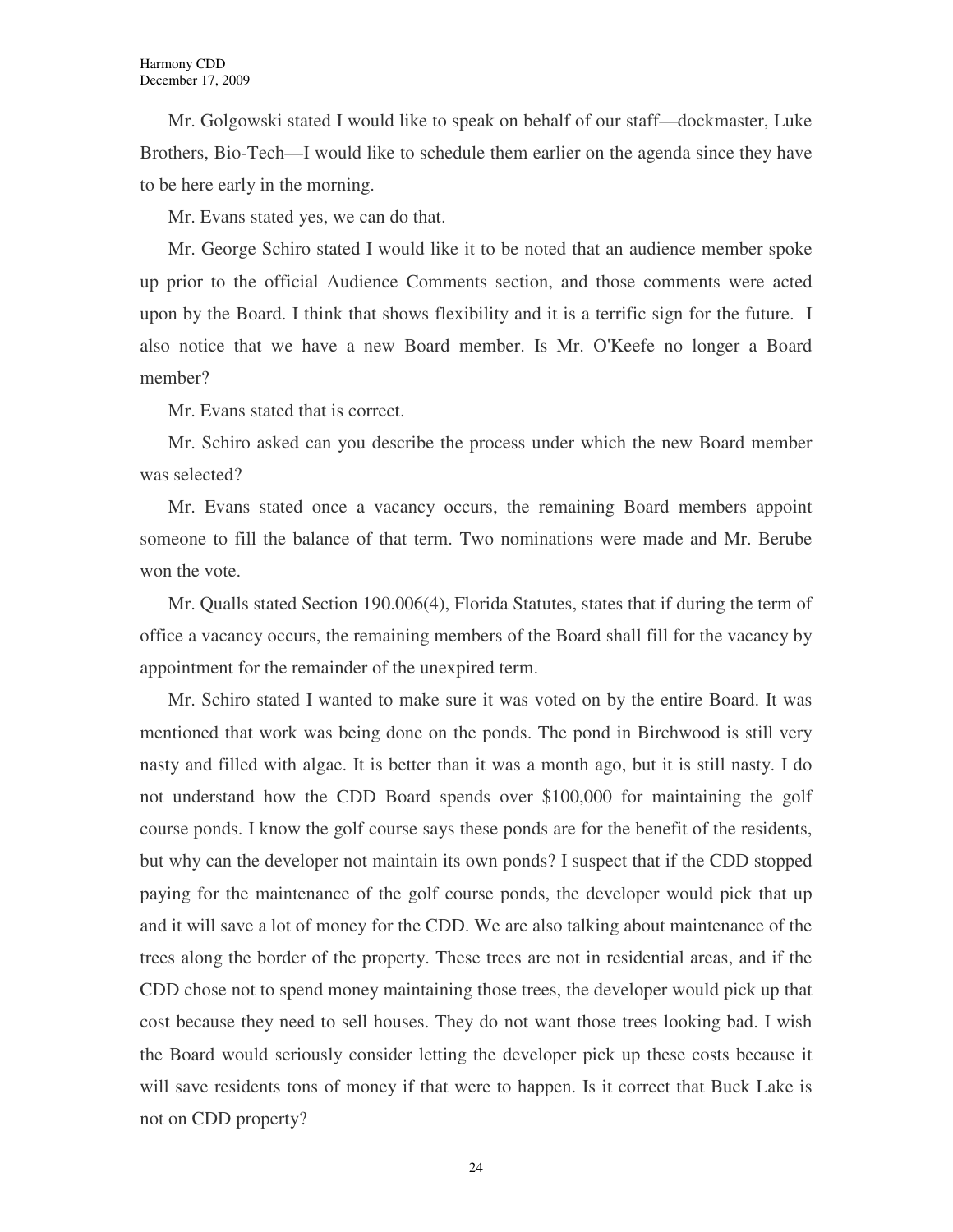Mr. Golgowski stated I would like to speak on behalf of our staff—dockmaster, Luke Brothers, Bio-Tech—I would like to schedule them earlier on the agenda since they have to be here early in the morning.

Mr. Evans stated yes, we can do that.

Mr. George Schiro stated I would like it to be noted that an audience member spoke up prior to the official Audience Comments section, and those comments were acted upon by the Board. I think that shows flexibility and it is a terrific sign for the future. I also notice that we have a new Board member. Is Mr. O'Keefe no longer a Board member?

Mr. Evans stated that is correct.

Mr. Schiro asked can you describe the process under which the new Board member was selected?

Mr. Evans stated once a vacancy occurs, the remaining Board members appoint someone to fill the balance of that term. Two nominations were made and Mr. Berube won the vote.

Mr. Qualls stated Section 190.006(4), Florida Statutes, states that if during the term of office a vacancy occurs, the remaining members of the Board shall fill for the vacancy by appointment for the remainder of the unexpired term.

Mr. Schiro stated I wanted to make sure it was voted on by the entire Board. It was mentioned that work was being done on the ponds. The pond in Birchwood is still very nasty and filled with algae. It is better than it was a month ago, but it is still nasty. I do not understand how the CDD Board spends over $100,000 for maintaining the golf course ponds. I know the golf course says these ponds are for the benefit of the residents, but why can the developer not maintain its own ponds? I suspect that if the CDD stopped paying for the maintenance of the golf course ponds, the developer would pick that up and it will save a lot of money for the CDD. We are also talking about maintenance of the trees along the border of the property. These trees are not in residential areas, and if the CDD chose not to spend money maintaining those trees, the developer would pick up that cost because they need to sell houses. They do not want those trees looking bad. I wish the Board would seriously consider letting the developer pick up these costs because it will save residents tons of money if that were to happen. Is it correct that Buck Lake is not on CDD property?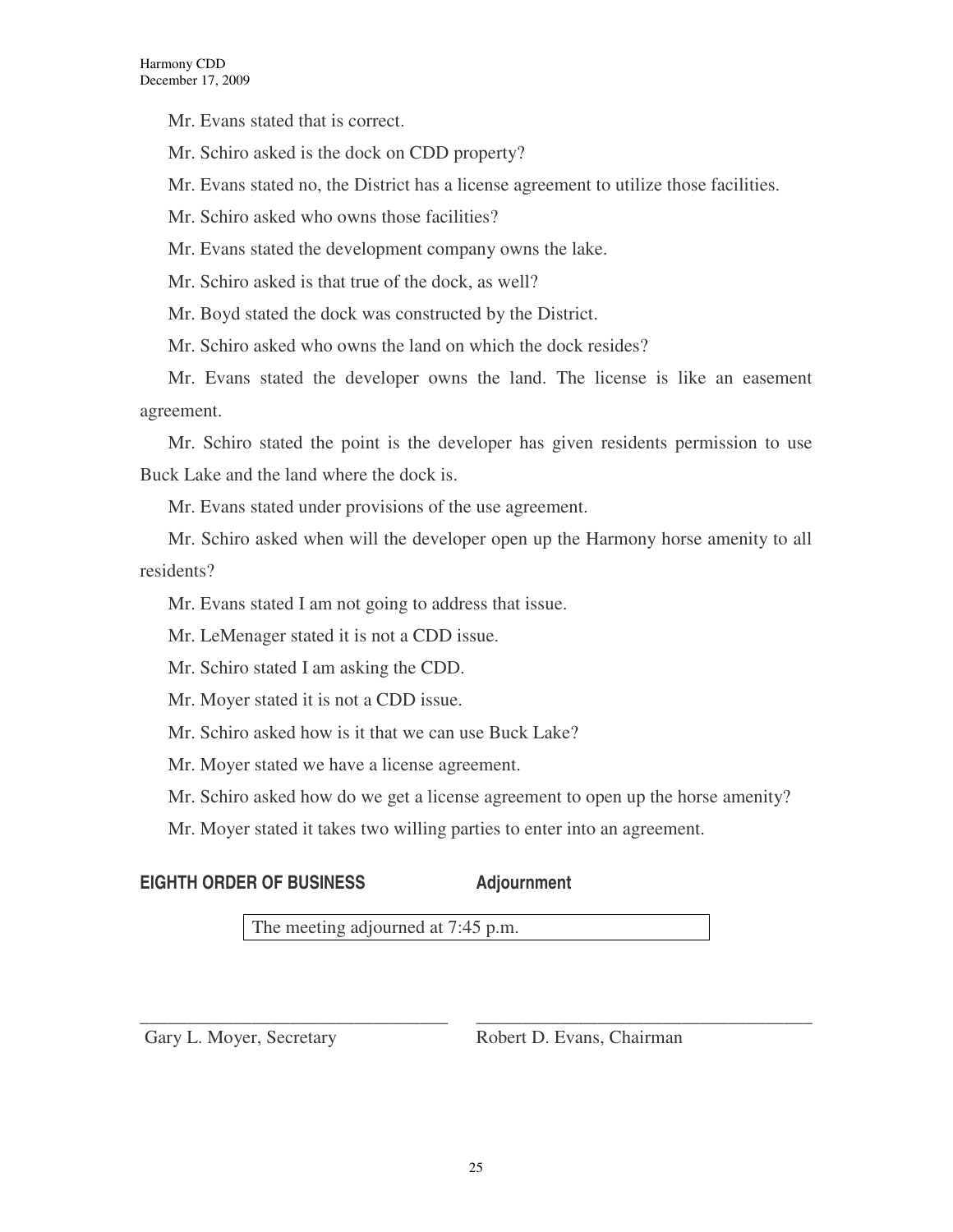Mr. Evans stated that is correct.

Mr. Schiro asked is the dock on CDD property?

Mr. Evans stated no, the District has a license agreement to utilize those facilities.

Mr. Schiro asked who owns those facilities?

Mr. Evans stated the development company owns the lake.

Mr. Schiro asked is that true of the dock, as well?

Mr. Boyd stated the dock was constructed by the District.

Mr. Schiro asked who owns the land on which the dock resides?

Mr. Evans stated the developer owns the land. The license is like an easement agreement.

Mr. Schiro stated the point is the developer has given residents permission to use Buck Lake and the land where the dock is.

Mr. Evans stated under provisions of the use agreement.

Mr. Schiro asked when will the developer open up the Harmony horse amenity to all residents?

Mr. Evans stated I am not going to address that issue.

Mr. LeMenager stated it is not a CDD issue.

Mr. Schiro stated I am asking the CDD.

Mr. Moyer stated it is not a CDD issue.

Mr. Schiro asked how is it that we can use Buck Lake?

Mr. Moyer stated we have a license agreement.

Mr. Schiro asked how do we get a license agreement to open up the horse amenity?

Mr. Moyer stated it takes two willing parties to enter into an agreement.

## EIGHTH ORDER OF BUSINESS Adjournment

The meeting adjourned at 7:45 p.m.

\_\_\_\_\_\_\_\_\_\_\_\_\_\_\_\_\_\_\_\_\_\_\_\_\_\_\_\_\_\_\_\_\_\_ \_\_\_\_\_\_\_\_\_\_\_\_\_\_\_\_\_\_\_\_\_\_\_\_\_\_\_\_\_\_\_\_\_\_\_\_\_

Gary L. Moyer, Secretary Robert D. Evans, Chairman